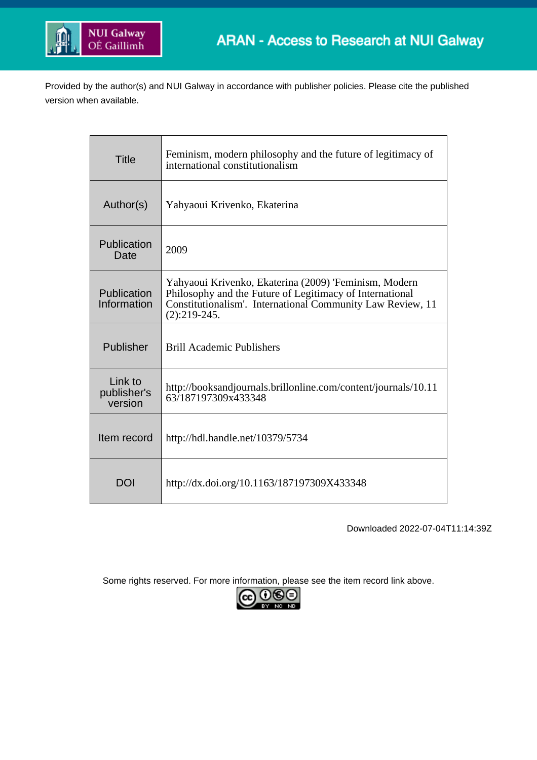NUI Galway OÉ Gaillimh

ARAN - Access to Research at NUI Galway

Provided by the author(s) and NUI Galway in accordance with publisher policies. Please cite the published version when available.

| Title | Feminism, modern philosophy and the future of legitimacy of international constitutionalism |
|---|---|
| Author(s) | Yahyaoui Krivenko, Ekaterina |
| Publication Date | 2009 |
| Publication Information | Yahyaoui Krivenko, Ekaterina (2009) 'Feminism, Modern Philosophy and the Future of Legitimacy of International Constitutionalism'. International Community Law Review, 11 (2):219-245. |
| Publisher | Brill Academic Publishers |
| Link to publisher's version | http://booksandjournals.brillonline.com/content/journals/10.1163/187197309x433348 |
| Item record | http://hdl.handle.net/10379/5734 |
| DOI | http://dx.doi.org/10.1163/187197309X433348 |

Downloaded 2022-07-04T11:14:39Z

Some rights reserved. For more information, please see the item record link above.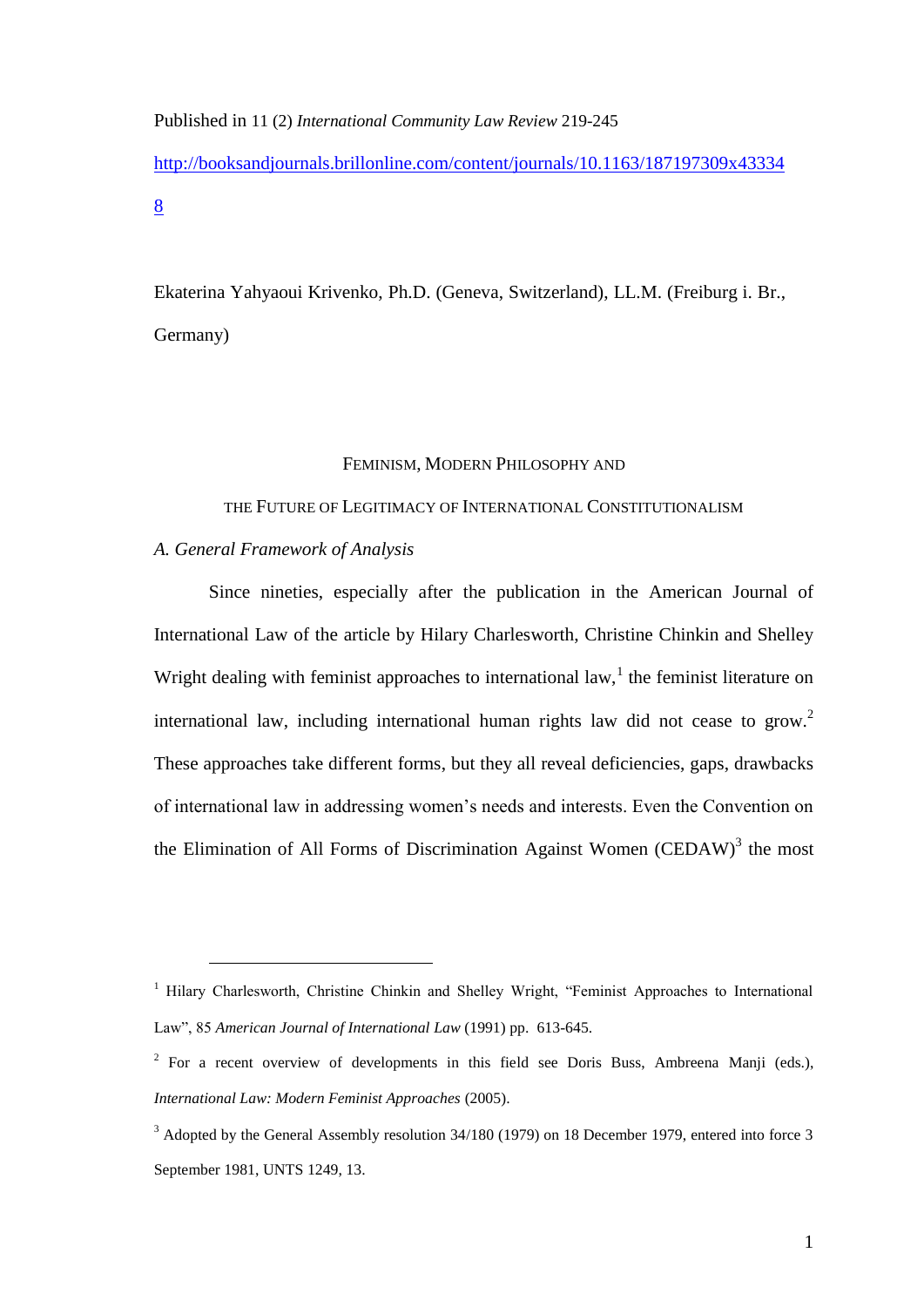Published in 11 (2) *International Community Law Review* 219-245

[http://booksandjournals.brillonline.com/content/journals/10.1163/187197309x433348](http://booksandjournals.brillonline.com/content/journals/10.1163/187197309x433348)

Ekaterina Yahyaoui Krivenko, Ph.D. (Geneva, Switzerland), LL.M. (Freiburg i. Br., Germany)

# FEMINISM, MODERN PHILOSOPHY AND THE FUTURE OF LEGITIMACY OF INTERNATIONAL CONSTITUTIONALISM

## *A. General Framework of Analysis*

Since nineties, especially after the publication in the American Journal of International Law of the article by Hilary Charlesworth, Christine Chinkin and Shelley Wright dealing with feminist approaches to international law,[1] the feminist literature on international law, including international human rights law did not cease to grow.[2] These approaches take different forms, but they all reveal deficiencies, gaps, drawbacks of international law in addressing women's needs and interests. Even the Convention on the Elimination of All Forms of Discrimination Against Women (CEDAW)[3] the most

---

[1] Hilary Charlesworth, Christine Chinkin and Shelley Wright, "Feminist Approaches to International Law", 85 *American Journal of International Law* (1991) pp. 613-645.

[2] For a recent overview of developments in this field see Doris Buss, Ambreena Manji (eds.), *International Law: Modern Feminist Approaches* (2005).

[3] Adopted by the General Assembly resolution 34/180 (1979) on 18 December 1979, entered into force 3 September 1981, UNTS 1249, 13.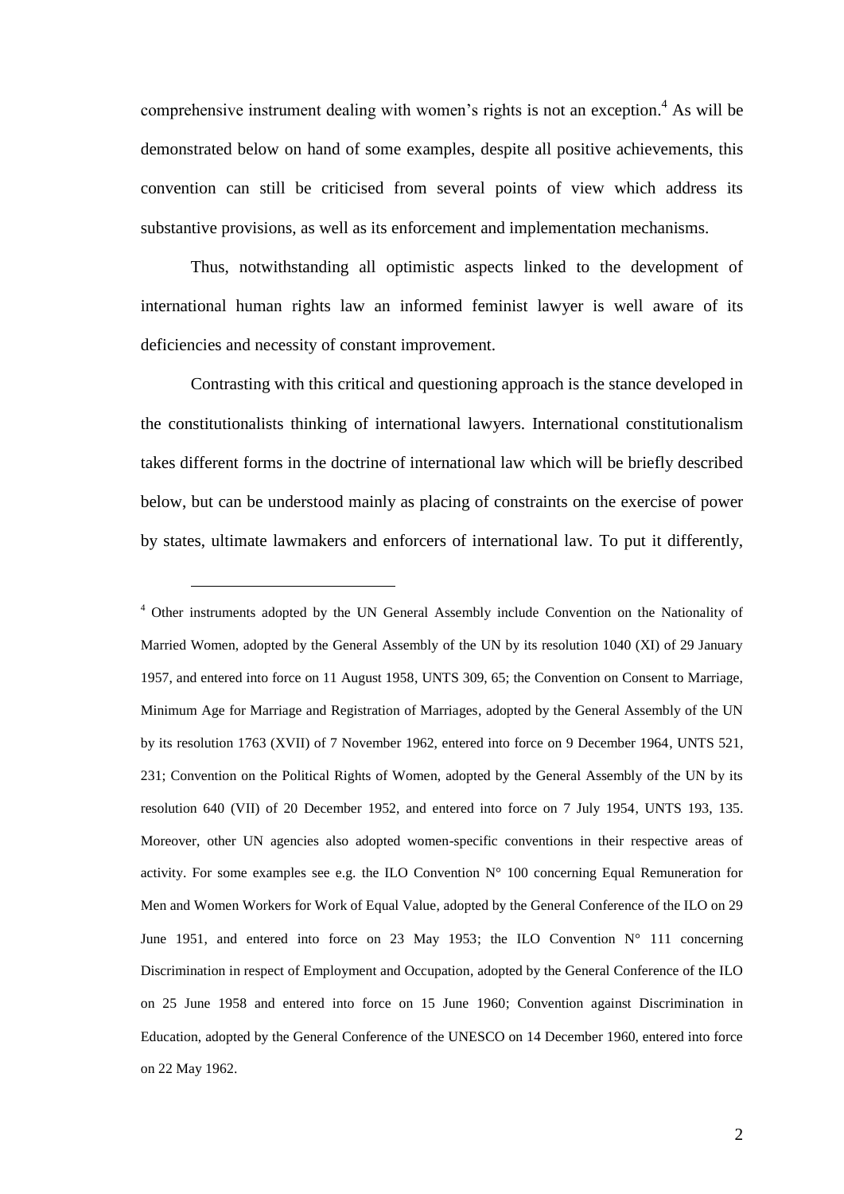comprehensive instrument dealing with women's rights is not an exception.[4] As will be demonstrated below on hand of some examples, despite all positive achievements, this convention can still be criticised from several points of view which address its substantive provisions, as well as its enforcement and implementation mechanisms.

Thus, notwithstanding all optimistic aspects linked to the development of international human rights law an informed feminist lawyer is well aware of its deficiencies and necessity of constant improvement.

Contrasting with this critical and questioning approach is the stance developed in the constitutionalists thinking of international lawyers. International constitutionalism takes different forms in the doctrine of international law which will be briefly described below, but can be understood mainly as placing of constraints on the exercise of power by states, ultimate lawmakers and enforcers of international law. To put it differently,

---

[4] Other instruments adopted by the UN General Assembly include Convention on the Nationality of Married Women, adopted by the General Assembly of the UN by its resolution 1040 (XI) of 29 January 1957, and entered into force on 11 August 1958, UNTS 309, 65; the Convention on Consent to Marriage, Minimum Age for Marriage and Registration of Marriages, adopted by the General Assembly of the UN by its resolution 1763 (XVII) of 7 November 1962, entered into force on 9 December 1964, UNTS 521, 231; Convention on the Political Rights of Women, adopted by the General Assembly of the UN by its resolution 640 (VII) of 20 December 1952, and entered into force on 7 July 1954, UNTS 193, 135. Moreover, other UN agencies also adopted women-specific conventions in their respective areas of activity. For some examples see e.g. the ILO Convention N° 100 concerning Equal Remuneration for Men and Women Workers for Work of Equal Value, adopted by the General Conference of the ILO on 29 June 1951, and entered into force on 23 May 1953; the ILO Convention N° 111 concerning Discrimination in respect of Employment and Occupation, adopted by the General Conference of the ILO on 25 June 1958 and entered into force on 15 June 1960; Convention against Discrimination in Education, adopted by the General Conference of the UNESCO on 14 December 1960, entered into force on 22 May 1962.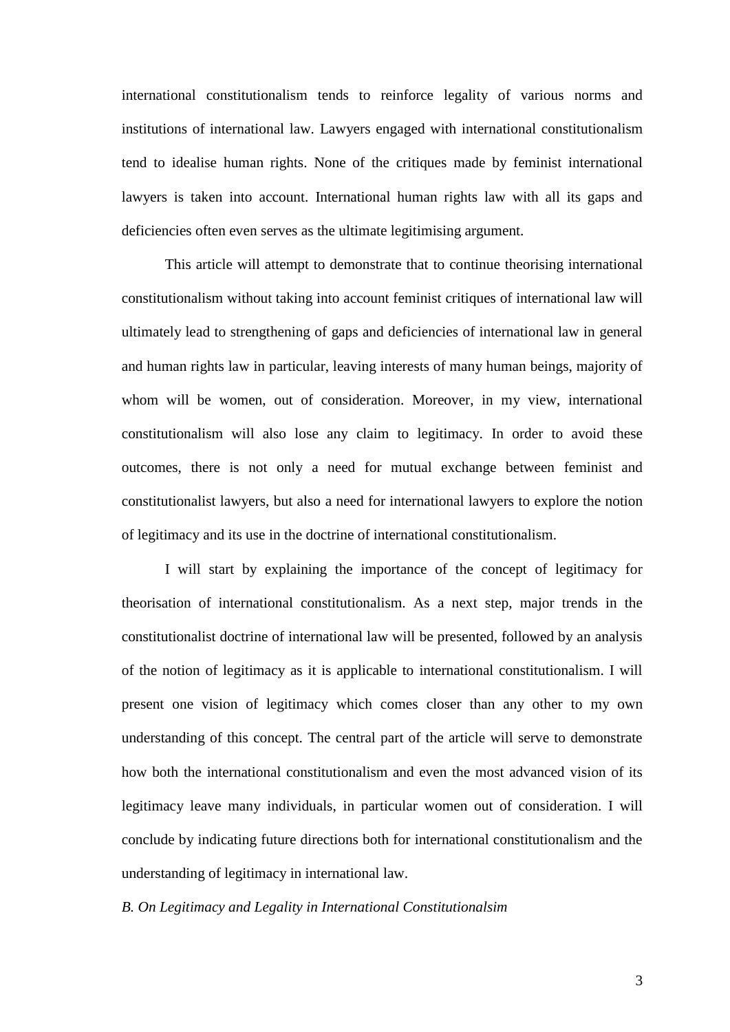international constitutionalism tends to reinforce legality of various norms and institutions of international law. Lawyers engaged with international constitutionalism tend to idealise human rights. None of the critiques made by feminist international lawyers is taken into account. International human rights law with all its gaps and deficiencies often even serves as the ultimate legitimising argument.

This article will attempt to demonstrate that to continue theorising international constitutionalism without taking into account feminist critiques of international law will ultimately lead to strengthening of gaps and deficiencies of international law in general and human rights law in particular, leaving interests of many human beings, majority of whom will be women, out of consideration. Moreover, in my view, international constitutionalism will also lose any claim to legitimacy. In order to avoid these outcomes, there is not only a need for mutual exchange between feminist and constitutionalist lawyers, but also a need for international lawyers to explore the notion of legitimacy and its use in the doctrine of international constitutionalism.

I will start by explaining the importance of the concept of legitimacy for theorisation of international constitutionalism. As a next step, major trends in the constitutionalist doctrine of international law will be presented, followed by an analysis of the notion of legitimacy as it is applicable to international constitutionalism. I will present one vision of legitimacy which comes closer than any other to my own understanding of this concept. The central part of the article will serve to demonstrate how both the international constitutionalism and even the most advanced vision of its legitimacy leave many individuals, in particular women out of consideration. I will conclude by indicating future directions both for international constitutionalism and the understanding of legitimacy in international law.

## *B. On Legitimacy and Legality in International Constitutionalsim*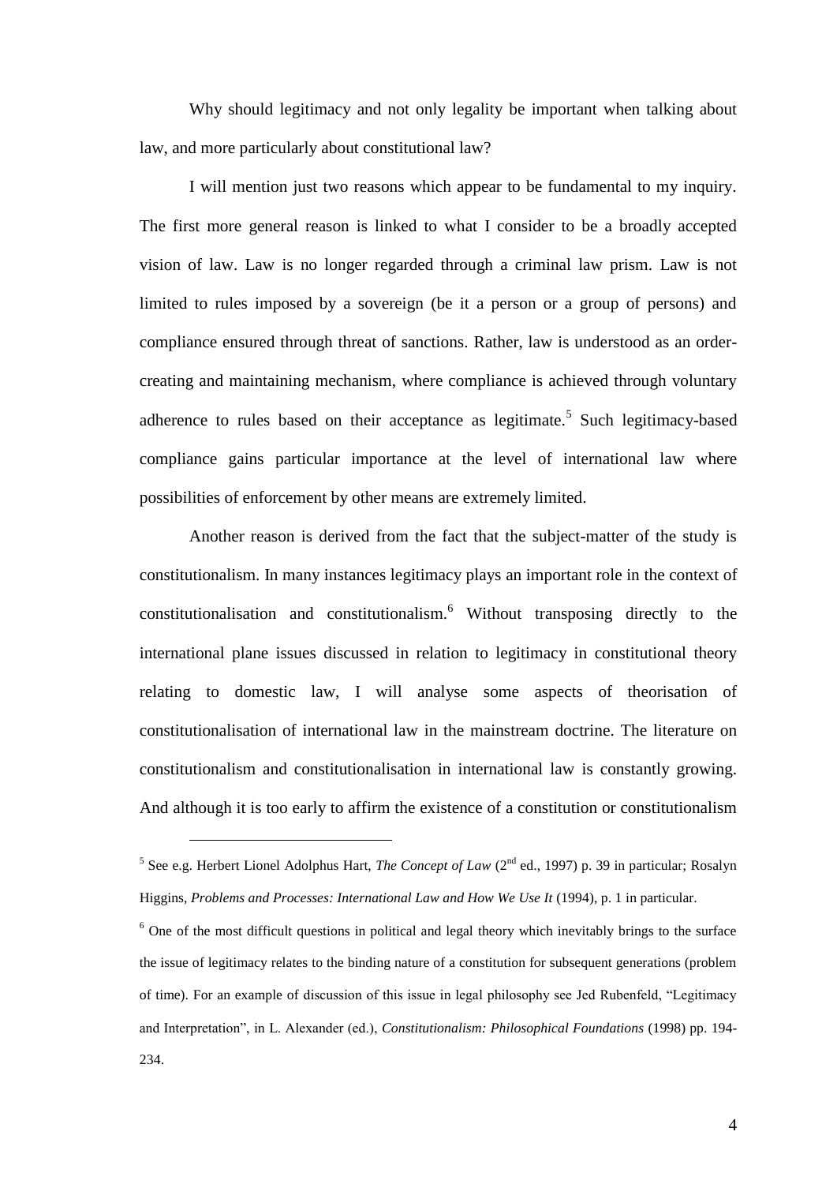Why should legitimacy and not only legality be important when talking about law, and more particularly about constitutional law?

I will mention just two reasons which appear to be fundamental to my inquiry. The first more general reason is linked to what I consider to be a broadly accepted vision of law. Law is no longer regarded through a criminal law prism. Law is not limited to rules imposed by a sovereign (be it a person or a group of persons) and compliance ensured through threat of sanctions. Rather, law is understood as an order-creating and maintaining mechanism, where compliance is achieved through voluntary adherence to rules based on their acceptance as legitimate.[5] Such legitimacy-based compliance gains particular importance at the level of international law where possibilities of enforcement by other means are extremely limited.

Another reason is derived from the fact that the subject-matter of the study is constitutionalism. In many instances legitimacy plays an important role in the context of constitutionalisation and constitutionalism.[6] Without transposing directly to the international plane issues discussed in relation to legitimacy in constitutional theory relating to domestic law, I will analyse some aspects of theorisation of constitutionalisation of international law in the mainstream doctrine. The literature on constitutionalism and constitutionalisation in international law is constantly growing. And although it is too early to affirm the existence of a constitution or constitutionalism

---

[5] See e.g. Herbert Lionel Adolphus Hart, *The Concept of Law* (2nd ed., 1997) p. 39 in particular; Rosalyn Higgins, *Problems and Processes: International Law and How We Use It* (1994), p. 1 in particular.

[6] One of the most difficult questions in political and legal theory which inevitably brings to the surface the issue of legitimacy relates to the binding nature of a constitution for subsequent generations (problem of time). For an example of discussion of this issue in legal philosophy see Jed Rubenfeld, "Legitimacy and Interpretation", in L. Alexander (ed.), *Constitutionalism: Philosophical Foundations* (1998) pp. 194-234.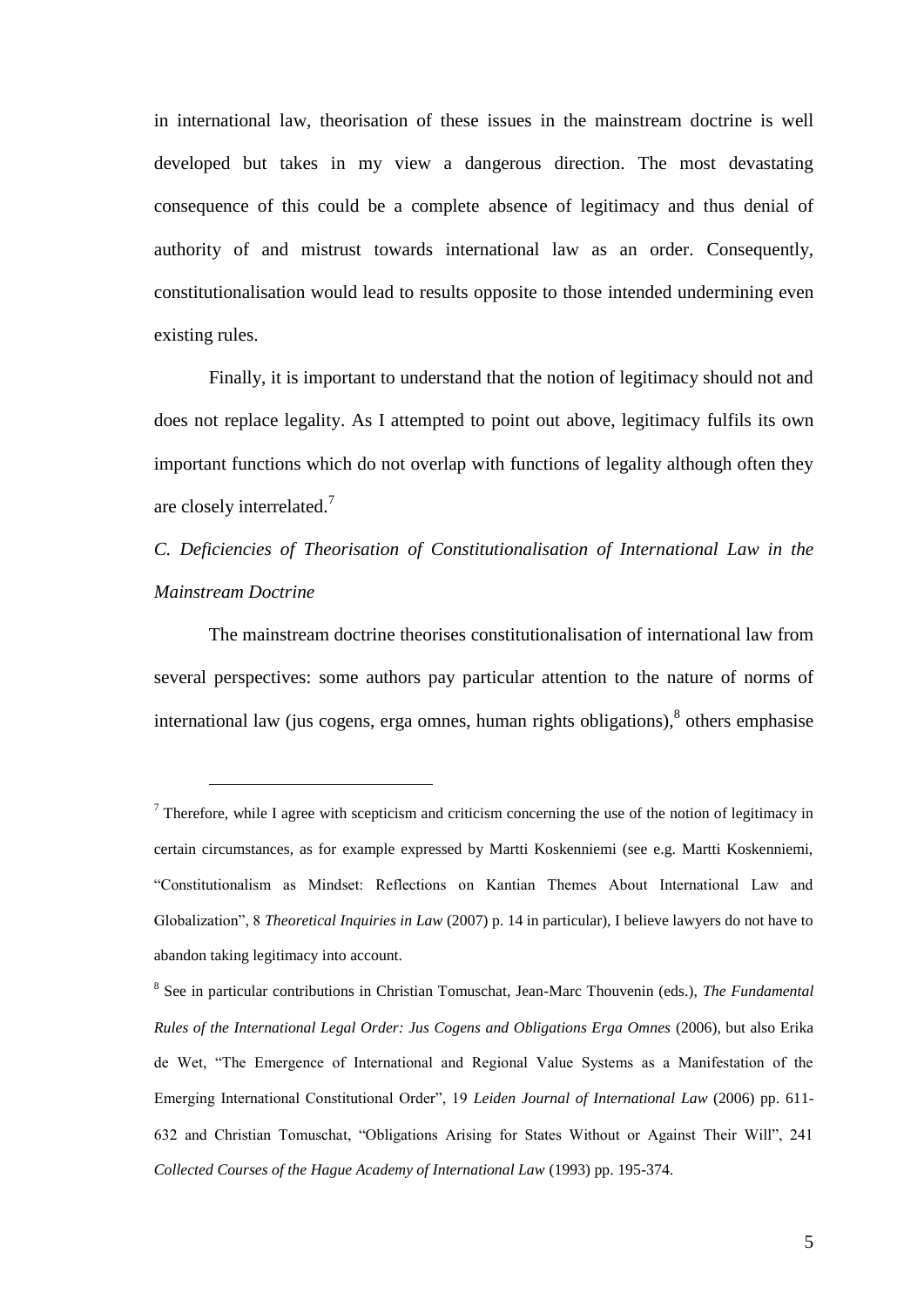in international law, theorisation of these issues in the mainstream doctrine is well developed but takes in my view a dangerous direction. The most devastating consequence of this could be a complete absence of legitimacy and thus denial of authority of and mistrust towards international law as an order. Consequently, constitutionalisation would lead to results opposite to those intended undermining even existing rules.

Finally, it is important to understand that the notion of legitimacy should not and does not replace legality. As I attempted to point out above, legitimacy fulfils its own important functions which do not overlap with functions of legality although often they are closely interrelated.[7]

### *C. Deficiencies of Theorisation of Constitutionalisation of International Law in the Mainstream Doctrine*

The mainstream doctrine theorises constitutionalisation of international law from several perspectives: some authors pay particular attention to the nature of norms of international law (jus cogens, erga omnes, human rights obligations),[8] others emphasise

---

[7] Therefore, while I agree with scepticism and criticism concerning the use of the notion of legitimacy in certain circumstances, as for example expressed by Martti Koskenniemi (see e.g. Martti Koskenniemi, "Constitutionalism as Mindset: Reflections on Kantian Themes About International Law and Globalization", 8 *Theoretical Inquiries in Law* (2007) p. 14 in particular), I believe lawyers do not have to abandon taking legitimacy into account.

[8] See in particular contributions in Christian Tomuschat, Jean-Marc Thouvenin (eds.), *The Fundamental Rules of the International Legal Order: Jus Cogens and Obligations Erga Omnes* (2006), but also Erika de Wet, "The Emergence of International and Regional Value Systems as a Manifestation of the Emerging International Constitutional Order", 19 *Leiden Journal of International Law* (2006) pp. 611-632 and Christian Tomuschat, "Obligations Arising for States Without or Against Their Will", 241 *Collected Courses of the Hague Academy of International Law* (1993) pp. 195-374.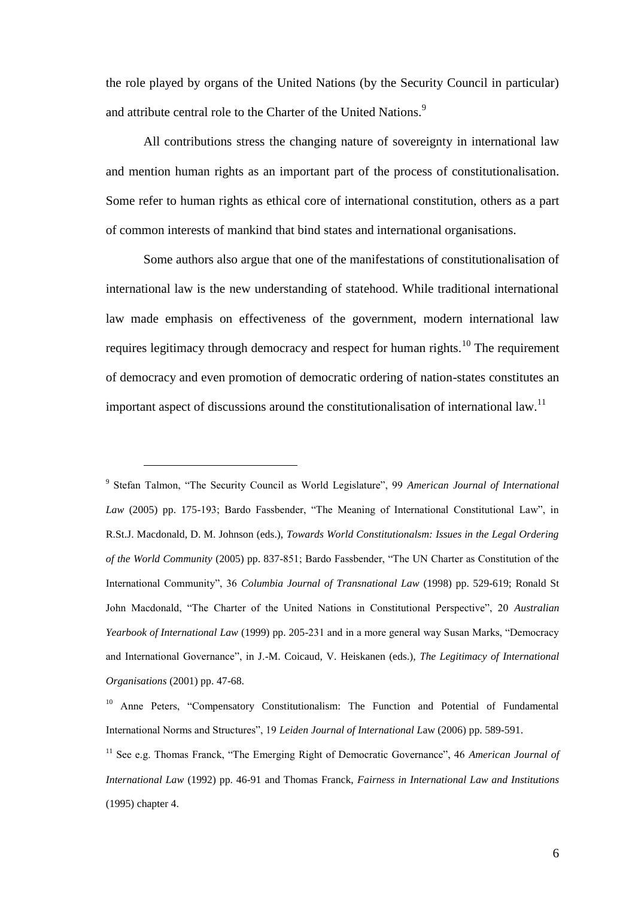the role played by organs of the United Nations (by the Security Council in particular) and attribute central role to the Charter of the United Nations.[9]

All contributions stress the changing nature of sovereignty in international law and mention human rights as an important part of the process of constitutionalisation. Some refer to human rights as ethical core of international constitution, others as a part of common interests of mankind that bind states and international organisations.

Some authors also argue that one of the manifestations of constitutionalisation of international law is the new understanding of statehood. While traditional international law made emphasis on effectiveness of the government, modern international law requires legitimacy through democracy and respect for human rights.[10] The requirement of democracy and even promotion of democratic ordering of nation-states constitutes an important aspect of discussions around the constitutionalisation of international law.[11]

---

[9] Stefan Talmon, "The Security Council as World Legislature", 99 *American Journal of International Law* (2005) pp. 175-193; Bardo Fassbender, "The Meaning of International Constitutional Law", in R.St.J. Macdonald, D. M. Johnson (eds.), *Towards World Constitutionalsm: Issues in the Legal Ordering of the World Community* (2005) pp. 837-851; Bardo Fassbender, "The UN Charter as Constitution of the International Community", 36 *Columbia Journal of Transnational Law* (1998) pp. 529-619; Ronald St John Macdonald, "The Charter of the United Nations in Constitutional Perspective", 20 *Australian Yearbook of International Law* (1999) pp. 205-231 and in a more general way Susan Marks, "Democracy and International Governance", in J.-M. Coicaud, V. Heiskanen (eds.), *The Legitimacy of International Organisations* (2001) pp. 47-68.

[10] Anne Peters, "Compensatory Constitutionalism: The Function and Potential of Fundamental International Norms and Structures", 19 *Leiden Journal of International L*aw (2006) pp. 589-591.

[11] See e.g. Thomas Franck, "The Emerging Right of Democratic Governance", 46 *American Journal of International Law* (1992) pp. 46-91 and Thomas Franck, *Fairness in International Law and Institutions* (1995) chapter 4.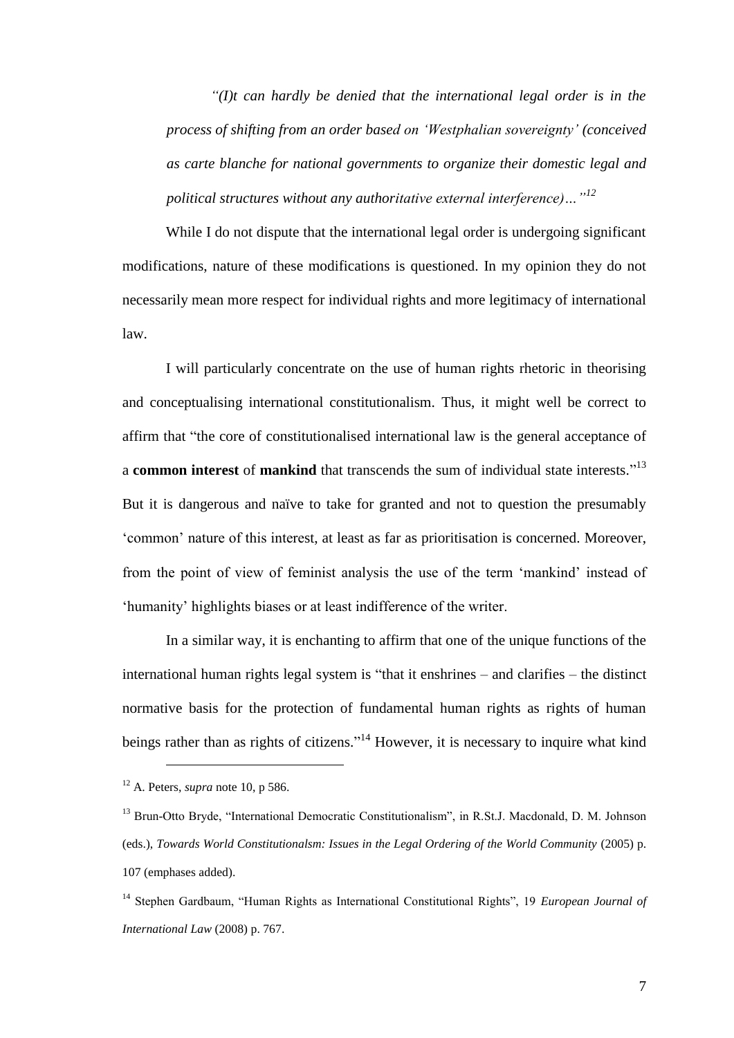*"(I)t can hardly be denied that the international legal order is in the process of shifting from an order based on 'Westphalian sovereignty' (conceived as carte blanche for national governments to organize their domestic legal and political structures without any authoritative external interference)…"*[12]

While I do not dispute that the international legal order is undergoing significant modifications, nature of these modifications is questioned. In my opinion they do not necessarily mean more respect for individual rights and more legitimacy of international law.

I will particularly concentrate on the use of human rights rhetoric in theorising and conceptualising international constitutionalism. Thus, it might well be correct to affirm that "the core of constitutionalised international law is the general acceptance of a **common interest** of **mankind** that transcends the sum of individual state interests."[13] But it is dangerous and naïve to take for granted and not to question the presumably 'common' nature of this interest, at least as far as prioritisation is concerned. Moreover, from the point of view of feminist analysis the use of the term 'mankind' instead of 'humanity' highlights biases or at least indifference of the writer.

In a similar way, it is enchanting to affirm that one of the unique functions of the international human rights legal system is "that it enshrines – and clarifies – the distinct normative basis for the protection of fundamental human rights as rights of human beings rather than as rights of citizens."[14] However, it is necessary to inquire what kind

---

[12] A. Peters, *supra* note 10, p 586.

[13] Brun-Otto Bryde, "International Democratic Constitutionalism", in R.St.J. Macdonald, D. M. Johnson (eds.), *Towards World Constitutionalsm: Issues in the Legal Ordering of the World Community* (2005) p. 107 (emphases added).

[14] Stephen Gardbaum, "Human Rights as International Constitutional Rights", 19 *European Journal of International Law* (2008) p. 767.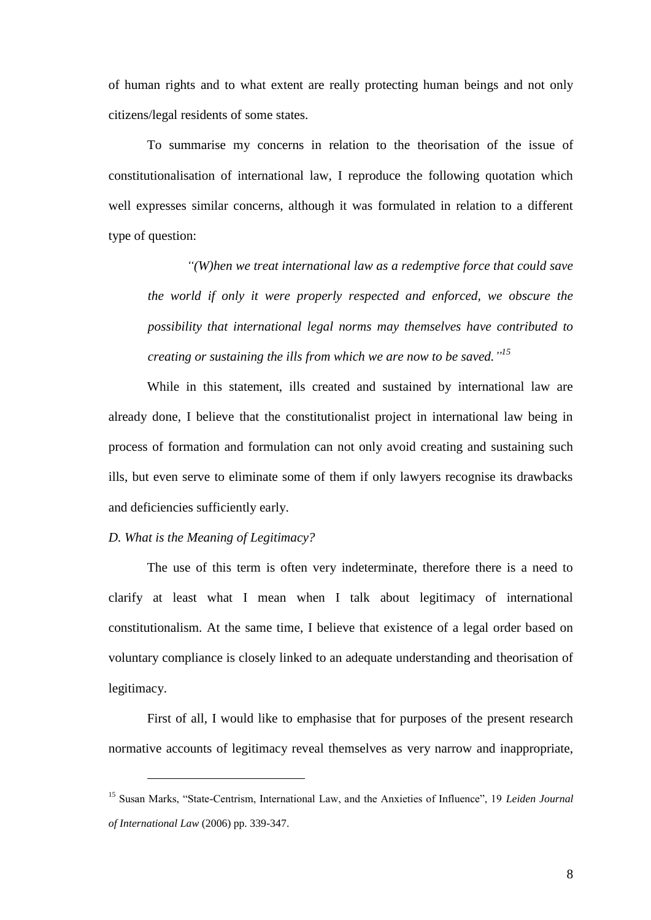of human rights and to what extent are really protecting human beings and not only citizens/legal residents of some states.

To summarise my concerns in relation to the theorisation of the issue of constitutionalisation of international law, I reproduce the following quotation which well expresses similar concerns, although it was formulated in relation to a different type of question:

> *"(W)hen we treat international law as a redemptive force that could save the world if only it were properly respected and enforced, we obscure the possibility that international legal norms may themselves have contributed to creating or sustaining the ills from which we are now to be saved."*[15]

While in this statement, ills created and sustained by international law are already done, I believe that the constitutionalist project in international law being in process of formation and formulation can not only avoid creating and sustaining such ills, but even serve to eliminate some of them if only lawyers recognise its drawbacks and deficiencies sufficiently early.

*D. What is the Meaning of Legitimacy?*

The use of this term is often very indeterminate, therefore there is a need to clarify at least what I mean when I talk about legitimacy of international constitutionalism. At the same time, I believe that existence of a legal order based on voluntary compliance is closely linked to an adequate understanding and theorisation of legitimacy.

First of all, I would like to emphasise that for purposes of the present research normative accounts of legitimacy reveal themselves as very narrow and inappropriate,

---

[15] Susan Marks, "State-Centrism, International Law, and the Anxieties of Influence", 19 *Leiden Journal of International Law* (2006) pp. 339-347.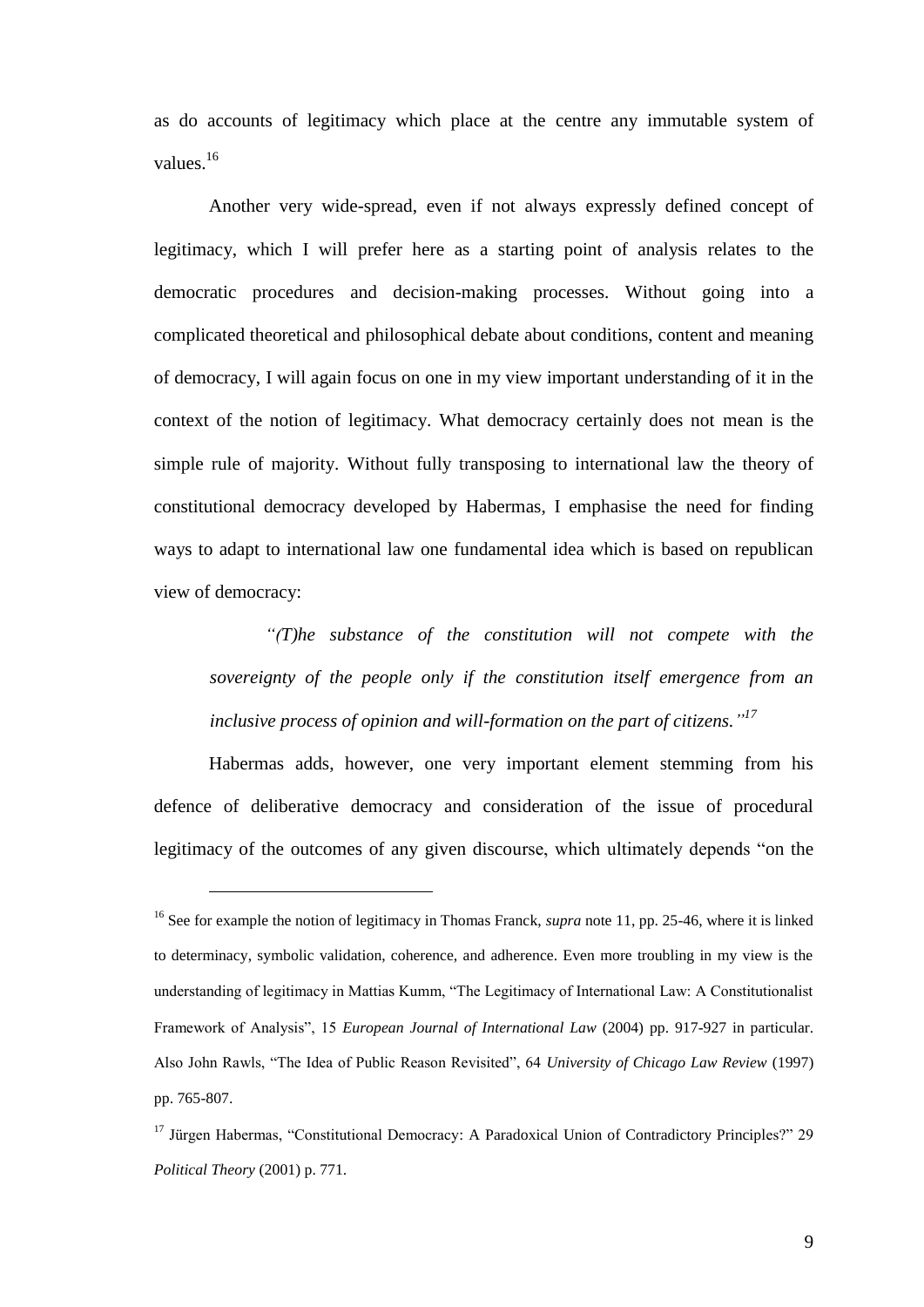as do accounts of legitimacy which place at the centre any immutable system of values.[16]

Another very wide-spread, even if not always expressly defined concept of legitimacy, which I will prefer here as a starting point of analysis relates to the democratic procedures and decision-making processes. Without going into a complicated theoretical and philosophical debate about conditions, content and meaning of democracy, I will again focus on one in my view important understanding of it in the context of the notion of legitimacy. What democracy certainly does not mean is the simple rule of majority. Without fully transposing to international law the theory of constitutional democracy developed by Habermas, I emphasise the need for finding ways to adapt to international law one fundamental idea which is based on republican view of democracy:

> *"(T)he substance of the constitution will not compete with the sovereignty of the people only if the constitution itself emergence from an inclusive process of opinion and will-formation on the part of citizens."*[17]

Habermas adds, however, one very important element stemming from his defence of deliberative democracy and consideration of the issue of procedural legitimacy of the outcomes of any given discourse, which ultimately depends "on the

---

[16] See for example the notion of legitimacy in Thomas Franck, *supra* note 11, pp. 25-46, where it is linked to determinacy, symbolic validation, coherence, and adherence. Even more troubling in my view is the understanding of legitimacy in Mattias Kumm, "The Legitimacy of International Law: A Constitutionalist Framework of Analysis", 15 *European Journal of International Law* (2004) pp. 917-927 in particular. Also John Rawls, "The Idea of Public Reason Revisited", 64 *University of Chicago Law Review* (1997) pp. 765-807.

[17] Jürgen Habermas, "Constitutional Democracy: A Paradoxical Union of Contradictory Principles?" 29 *Political Theory* (2001) p. 771.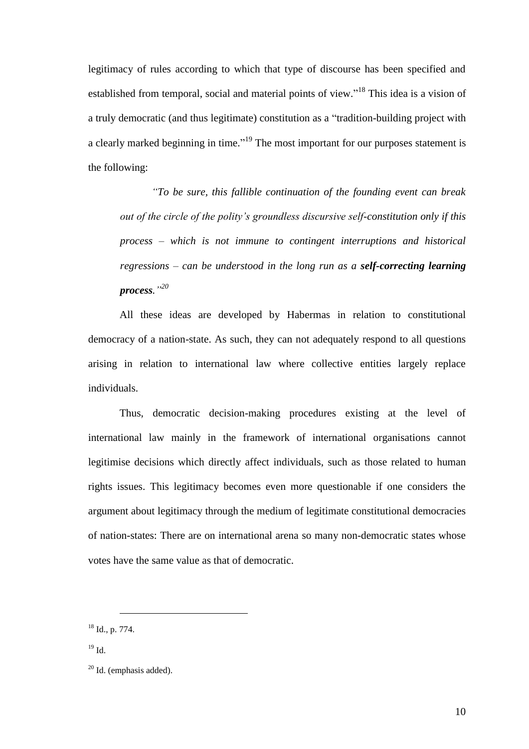legitimacy of rules according to which that type of discourse has been specified and established from temporal, social and material points of view."[18] This idea is a vision of a truly democratic (and thus legitimate) constitution as a "tradition-building project with a clearly marked beginning in time."[19] The most important for our purposes statement is the following:

> *"To be sure, this fallible continuation of the founding event can break out of the circle of the polity's groundless discursive self-constitution only if this process – which is not immune to contingent interruptions and historical regressions – can be understood in the long run as a* ***self-correcting learning process****."*[20]

All these ideas are developed by Habermas in relation to constitutional democracy of a nation-state. As such, they can not adequately respond to all questions arising in relation to international law where collective entities largely replace individuals.

Thus, democratic decision-making procedures existing at the level of international law mainly in the framework of international organisations cannot legitimise decisions which directly affect individuals, such as those related to human rights issues. This legitimacy becomes even more questionable if one considers the argument about legitimacy through the medium of legitimate constitutional democracies of nation-states: There are on international arena so many non-democratic states whose votes have the same value as that of democratic.

---

[18] Id., p. 774.

[19] Id.

[20] Id. (emphasis added).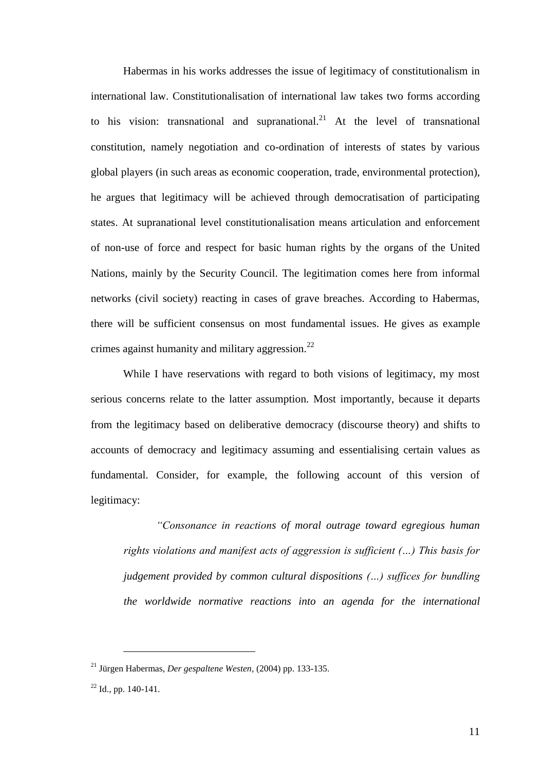Habermas in his works addresses the issue of legitimacy of constitutionalism in international law. Constitutionalisation of international law takes two forms according to his vision: transnational and supranational.[21] At the level of transnational constitution, namely negotiation and co-ordination of interests of states by various global players (in such areas as economic cooperation, trade, environmental protection), he argues that legitimacy will be achieved through democratisation of participating states. At supranational level constitutionalisation means articulation and enforcement of non-use of force and respect for basic human rights by the organs of the United Nations, mainly by the Security Council. The legitimation comes here from informal networks (civil society) reacting in cases of grave breaches. According to Habermas, there will be sufficient consensus on most fundamental issues. He gives as example crimes against humanity and military aggression.[22]

While I have reservations with regard to both visions of legitimacy, my most serious concerns relate to the latter assumption. Most importantly, because it departs from the legitimacy based on deliberative democracy (discourse theory) and shifts to accounts of democracy and legitimacy assuming and essentialising certain values as fundamental. Consider, for example, the following account of this version of legitimacy:

> *"Consonance in reactions of moral outrage toward egregious human rights violations and manifest acts of aggression is sufficient (…) This basis for judgement provided by common cultural dispositions (…) suffices for bundling the worldwide normative reactions into an agenda for the international*

---

[21] Jürgen Habermas, *Der gespaltene Westen*, (2004) pp. 133-135.

[22] Id., pp. 140-141.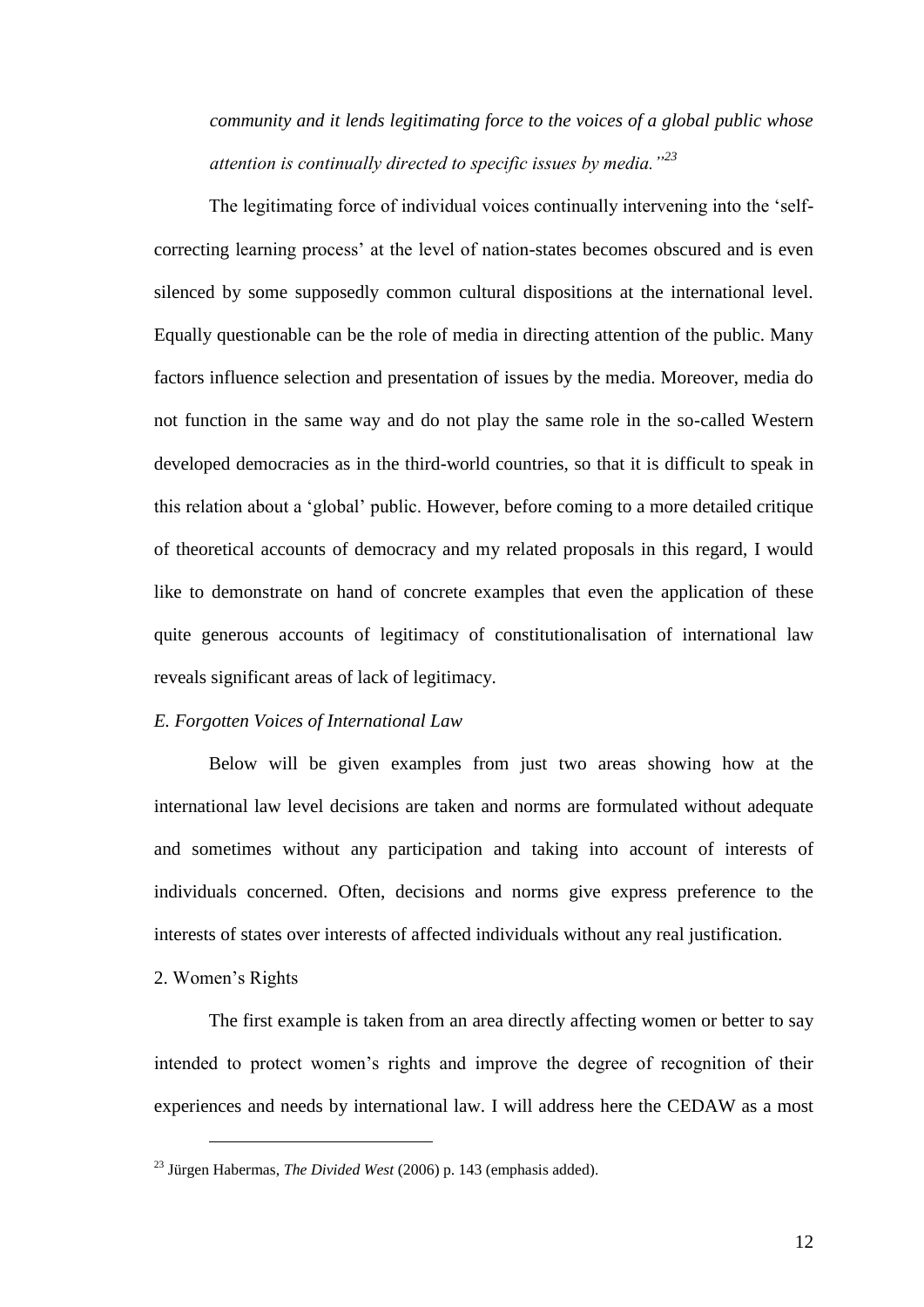*community and it lends legitimating force to the voices of a global public whose attention is continually directed to specific issues by media."*[23]

The legitimating force of individual voices continually intervening into the 'self-correcting learning process' at the level of nation-states becomes obscured and is even silenced by some supposedly common cultural dispositions at the international level. Equally questionable can be the role of media in directing attention of the public. Many factors influence selection and presentation of issues by the media. Moreover, media do not function in the same way and do not play the same role in the so-called Western developed democracies as in the third-world countries, so that it is difficult to speak in this relation about a 'global' public. However, before coming to a more detailed critique of theoretical accounts of democracy and my related proposals in this regard, I would like to demonstrate on hand of concrete examples that even the application of these quite generous accounts of legitimacy of constitutionalisation of international law reveals significant areas of lack of legitimacy.

### *E. Forgotten Voices of International Law*

Below will be given examples from just two areas showing how at the international law level decisions are taken and norms are formulated without adequate and sometimes without any participation and taking into account of interests of individuals concerned. Often, decisions and norms give express preference to the interests of states over interests of affected individuals without any real justification.

#### 2. Women's Rights

The first example is taken from an area directly affecting women or better to say intended to protect women's rights and improve the degree of recognition of their experiences and needs by international law. I will address here the CEDAW as a most

---

[23] Jürgen Habermas, *The Divided West* (2006) p. 143 (emphasis added).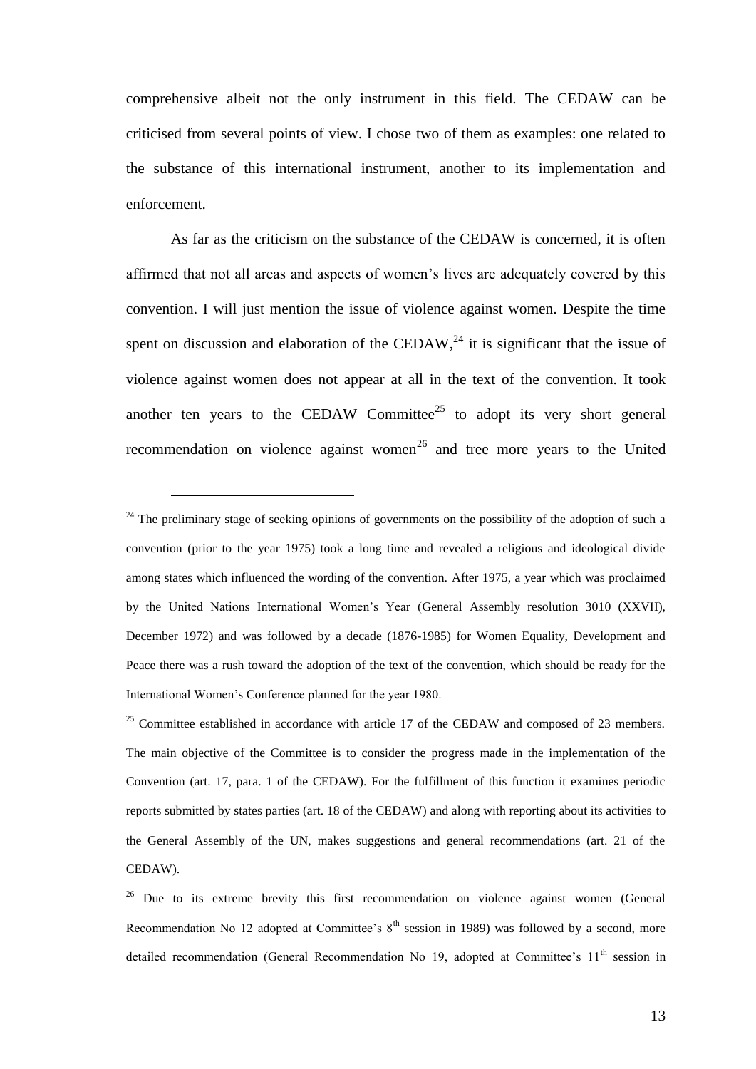comprehensive albeit not the only instrument in this field. The CEDAW can be criticised from several points of view. I chose two of them as examples: one related to the substance of this international instrument, another to its implementation and enforcement.

As far as the criticism on the substance of the CEDAW is concerned, it is often affirmed that not all areas and aspects of women's lives are adequately covered by this convention. I will just mention the issue of violence against women. Despite the time spent on discussion and elaboration of the CEDAW,[24] it is significant that the issue of violence against women does not appear at all in the text of the convention. It took another ten years to the CEDAW Committee[25] to adopt its very short general recommendation on violence against women[26] and tree more years to the United

---

[24] The preliminary stage of seeking opinions of governments on the possibility of the adoption of such a convention (prior to the year 1975) took a long time and revealed a religious and ideological divide among states which influenced the wording of the convention. After 1975, a year which was proclaimed by the United Nations International Women's Year (General Assembly resolution 3010 (XXVII), December 1972) and was followed by a decade (1876-1985) for Women Equality, Development and Peace there was a rush toward the adoption of the text of the convention, which should be ready for the International Women's Conference planned for the year 1980.

[25] Committee established in accordance with article 17 of the CEDAW and composed of 23 members. The main objective of the Committee is to consider the progress made in the implementation of the Convention (art. 17, para. 1 of the CEDAW). For the fulfillment of this function it examines periodic reports submitted by states parties (art. 18 of the CEDAW) and along with reporting about its activities to the General Assembly of the UN, makes suggestions and general recommendations (art. 21 of the CEDAW).

[26] Due to its extreme brevity this first recommendation on violence against women (General Recommendation No 12 adopted at Committee's 8th session in 1989) was followed by a second, more detailed recommendation (General Recommendation No 19, adopted at Committee's 11th session in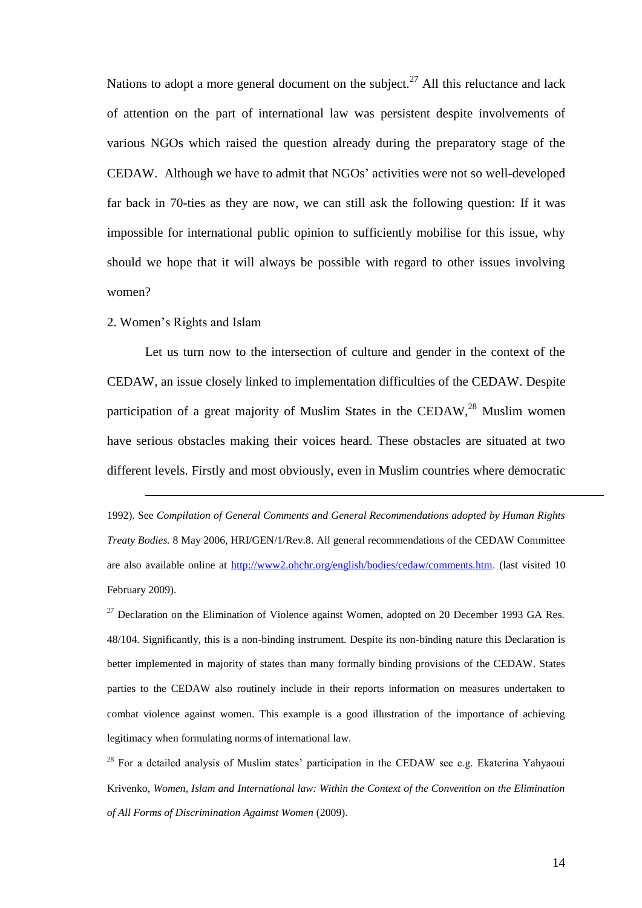Nations to adopt a more general document on the subject.[27] All this reluctance and lack of attention on the part of international law was persistent despite involvements of various NGOs which raised the question already during the preparatory stage of the CEDAW. Although we have to admit that NGOs' activities were not so well-developed far back in 70-ties as they are now, we can still ask the following question: If it was impossible for international public opinion to sufficiently mobilise for this issue, why should we hope that it will always be possible with regard to other issues involving women?

## 2. Women's Rights and Islam

Let us turn now to the intersection of culture and gender in the context of the CEDAW, an issue closely linked to implementation difficulties of the CEDAW. Despite participation of a great majority of Muslim States in the CEDAW,[28] Muslim women have serious obstacles making their voices heard. These obstacles are situated at two different levels. Firstly and most obviously, even in Muslim countries where democratic

---

1992). See *Compilation of General Comments and General Recommendations adopted by Human Rights Treaty Bodies.* 8 May 2006, HRI/GEN/1/Rev.8. All general recommendations of the CEDAW Committee are also available online at http://www2.ohchr.org/english/bodies/cedaw/comments.htm. (last visited 10 February 2009).

[27] Declaration on the Elimination of Violence against Women, adopted on 20 December 1993 GA Res. 48/104. Significantly, this is a non-binding instrument. Despite its non-binding nature this Declaration is better implemented in majority of states than many formally binding provisions of the CEDAW. States parties to the CEDAW also routinely include in their reports information on measures undertaken to combat violence against women. This example is a good illustration of the importance of achieving legitimacy when formulating norms of international law.

[28] For a detailed analysis of Muslim states' participation in the CEDAW see e.g. Ekaterina Yahyaoui Krivenko, *Women, Islam and International law: Within the Context of the Convention on the Elimination of All Forms of Discrimination Agaimst Women* (2009).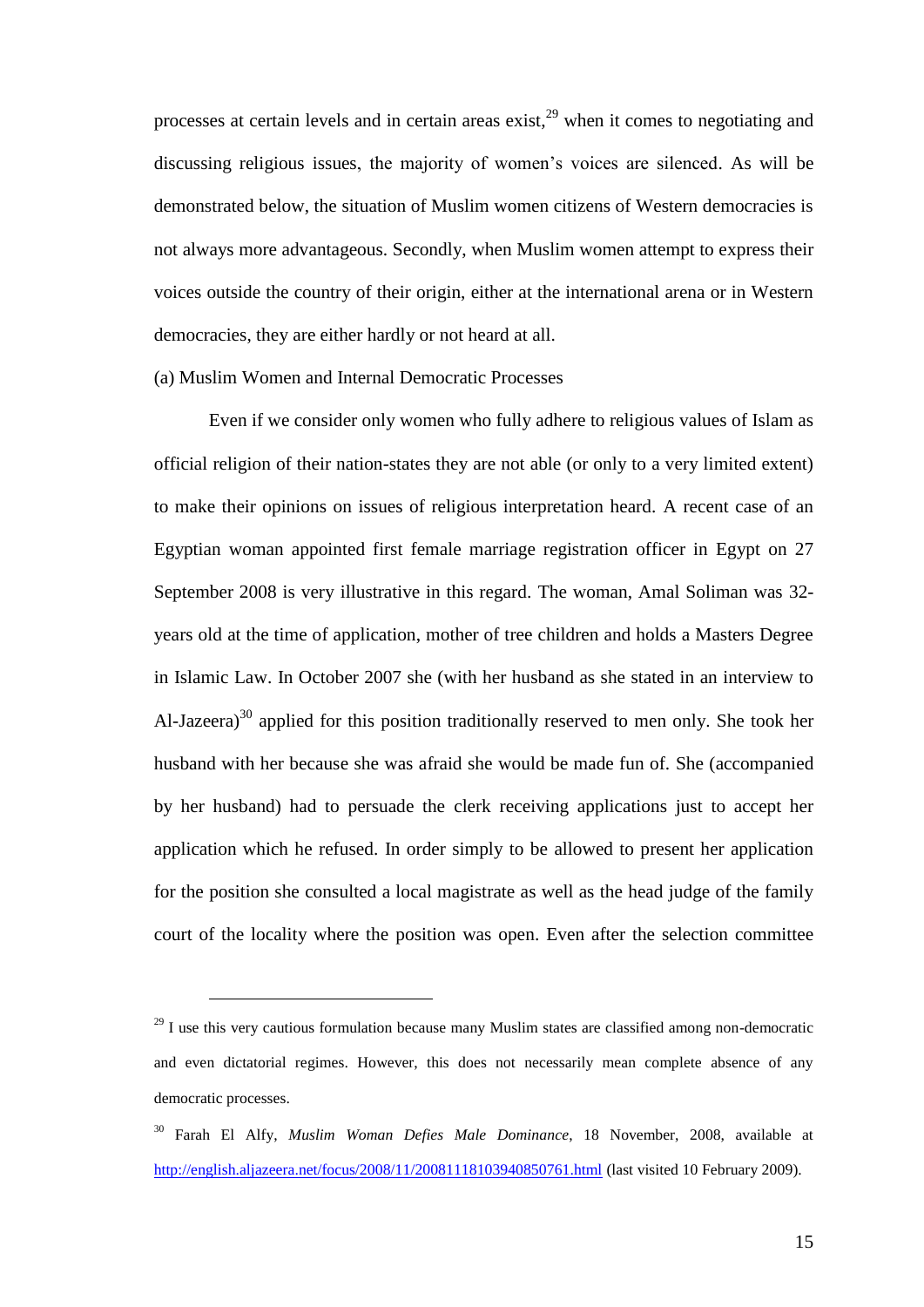processes at certain levels and in certain areas exist,[29] when it comes to negotiating and discussing religious issues, the majority of women's voices are silenced. As will be demonstrated below, the situation of Muslim women citizens of Western democracies is not always more advantageous. Secondly, when Muslim women attempt to express their voices outside the country of their origin, either at the international arena or in Western democracies, they are either hardly or not heard at all.

(a) Muslim Women and Internal Democratic Processes

Even if we consider only women who fully adhere to religious values of Islam as official religion of their nation-states they are not able (or only to a very limited extent) to make their opinions on issues of religious interpretation heard. A recent case of an Egyptian woman appointed first female marriage registration officer in Egypt on 27 September 2008 is very illustrative in this regard. The woman, Amal Soliman was 32-years old at the time of application, mother of tree children and holds a Masters Degree in Islamic Law. In October 2007 she (with her husband as she stated in an interview to Al-Jazeera)[30] applied for this position traditionally reserved to men only. She took her husband with her because she was afraid she would be made fun of. She (accompanied by her husband) had to persuade the clerk receiving applications just to accept her application which he refused. In order simply to be allowed to present her application for the position she consulted a local magistrate as well as the head judge of the family court of the locality where the position was open. Even after the selection committee

---

[29] I use this very cautious formulation because many Muslim states are classified among non-democratic and even dictatorial regimes. However, this does not necessarily mean complete absence of any democratic processes.

[30] Farah El Alfy, *Muslim Woman Defies Male Dominance*, 18 November, 2008, available at http://english.aljazeera.net/focus/2008/11/20081118103940850761.html (last visited 10 February 2009).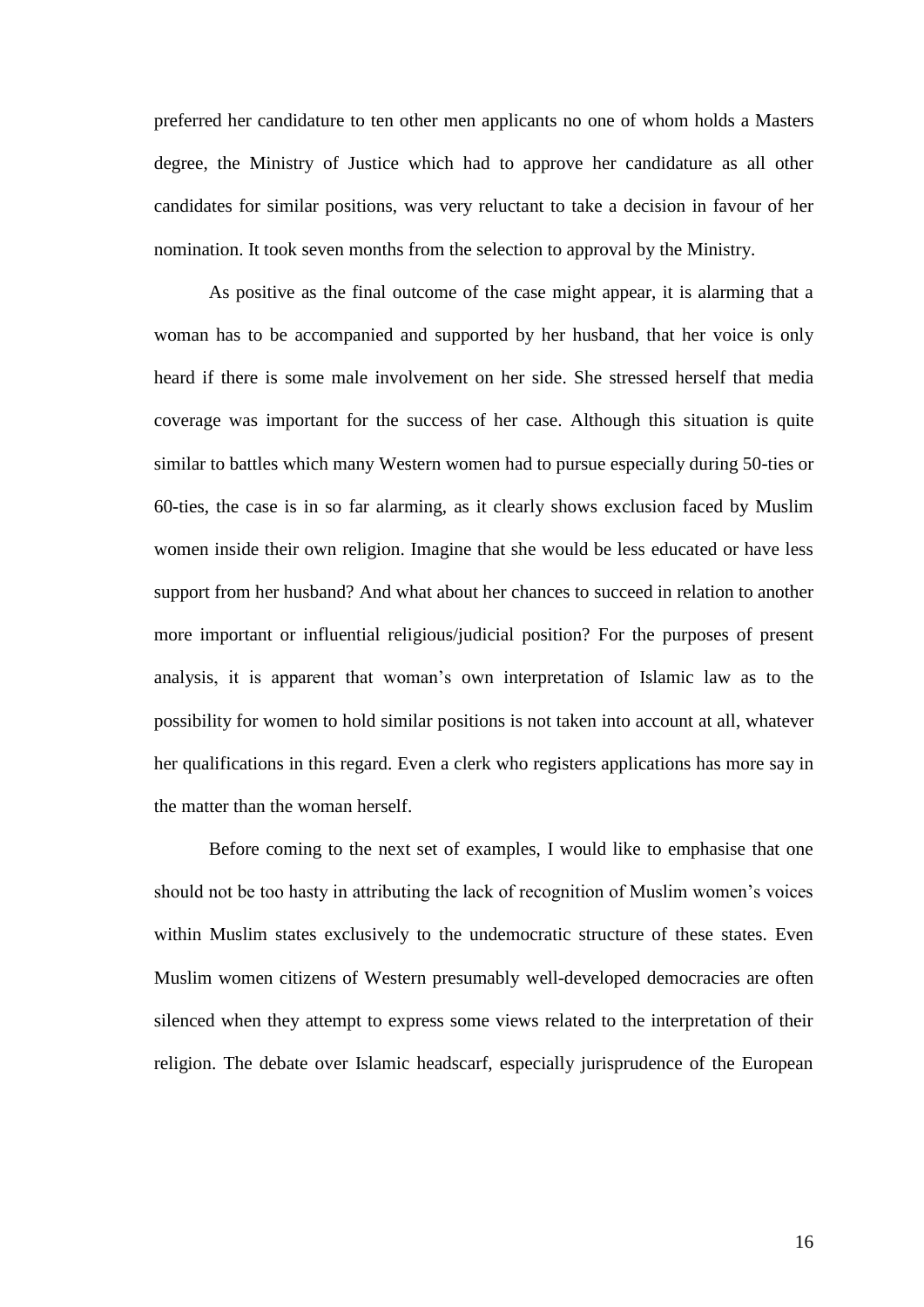preferred her candidature to ten other men applicants no one of whom holds a Masters degree, the Ministry of Justice which had to approve her candidature as all other candidates for similar positions, was very reluctant to take a decision in favour of her nomination. It took seven months from the selection to approval by the Ministry.

As positive as the final outcome of the case might appear, it is alarming that a woman has to be accompanied and supported by her husband, that her voice is only heard if there is some male involvement on her side. She stressed herself that media coverage was important for the success of her case. Although this situation is quite similar to battles which many Western women had to pursue especially during 50-ties or 60-ties, the case is in so far alarming, as it clearly shows exclusion faced by Muslim women inside their own religion. Imagine that she would be less educated or have less support from her husband? And what about her chances to succeed in relation to another more important or influential religious/judicial position? For the purposes of present analysis, it is apparent that woman's own interpretation of Islamic law as to the possibility for women to hold similar positions is not taken into account at all, whatever her qualifications in this regard. Even a clerk who registers applications has more say in the matter than the woman herself.

Before coming to the next set of examples, I would like to emphasise that one should not be too hasty in attributing the lack of recognition of Muslim women's voices within Muslim states exclusively to the undemocratic structure of these states. Even Muslim women citizens of Western presumably well-developed democracies are often silenced when they attempt to express some views related to the interpretation of their religion. The debate over Islamic headscarf, especially jurisprudence of the European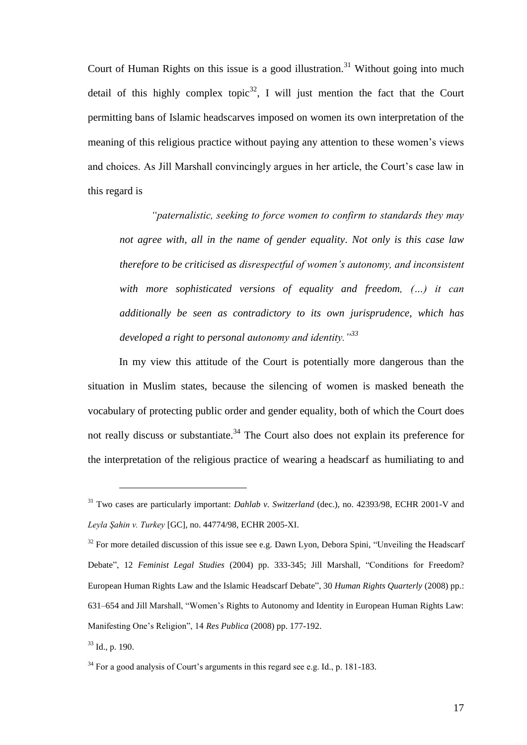Court of Human Rights on this issue is a good illustration.[31] Without going into much detail of this highly complex topic[32], I will just mention the fact that the Court permitting bans of Islamic headscarves imposed on women its own interpretation of the meaning of this religious practice without paying any attention to these women's views and choices. As Jill Marshall convincingly argues in her article, the Court's case law in this regard is

> *"paternalistic, seeking to force women to confirm to standards they may not agree with, all in the name of gender equality. Not only is this case law therefore to be criticised as disrespectful of women's autonomy, and inconsistent with more sophisticated versions of equality and freedom, (…) it can additionally be seen as contradictory to its own jurisprudence, which has developed a right to personal autonomy and identity."*[33]

In my view this attitude of the Court is potentially more dangerous than the situation in Muslim states, because the silencing of women is masked beneath the vocabulary of protecting public order and gender equality, both of which the Court does not really discuss or substantiate.[34] The Court also does not explain its preference for the interpretation of the religious practice of wearing a headscarf as humiliating to and

---

[31] Two cases are particularly important: *Dahlab v. Switzerland* (dec.), no. 42393/98, ECHR 2001-V and *Leyla Şahin v. Turkey* [GC], no. 44774/98, ECHR 2005-XI.

[32] For more detailed discussion of this issue see e.g. Dawn Lyon, Debora Spini, "Unveiling the Headscarf Debate", 12 *Feminist Legal Studies* (2004) pp. 333-345; Jill Marshall, "Conditions for Freedom? European Human Rights Law and the Islamic Headscarf Debate", 30 *Human Rights Quarterly* (2008) pp.: 631–654 and Jill Marshall, "Women's Rights to Autonomy and Identity in European Human Rights Law: Manifesting One's Religion", 14 *Res Publica* (2008) pp. 177-192.

[33] Id., p. 190.

[34] For a good analysis of Court's arguments in this regard see e.g. Id., p. 181-183.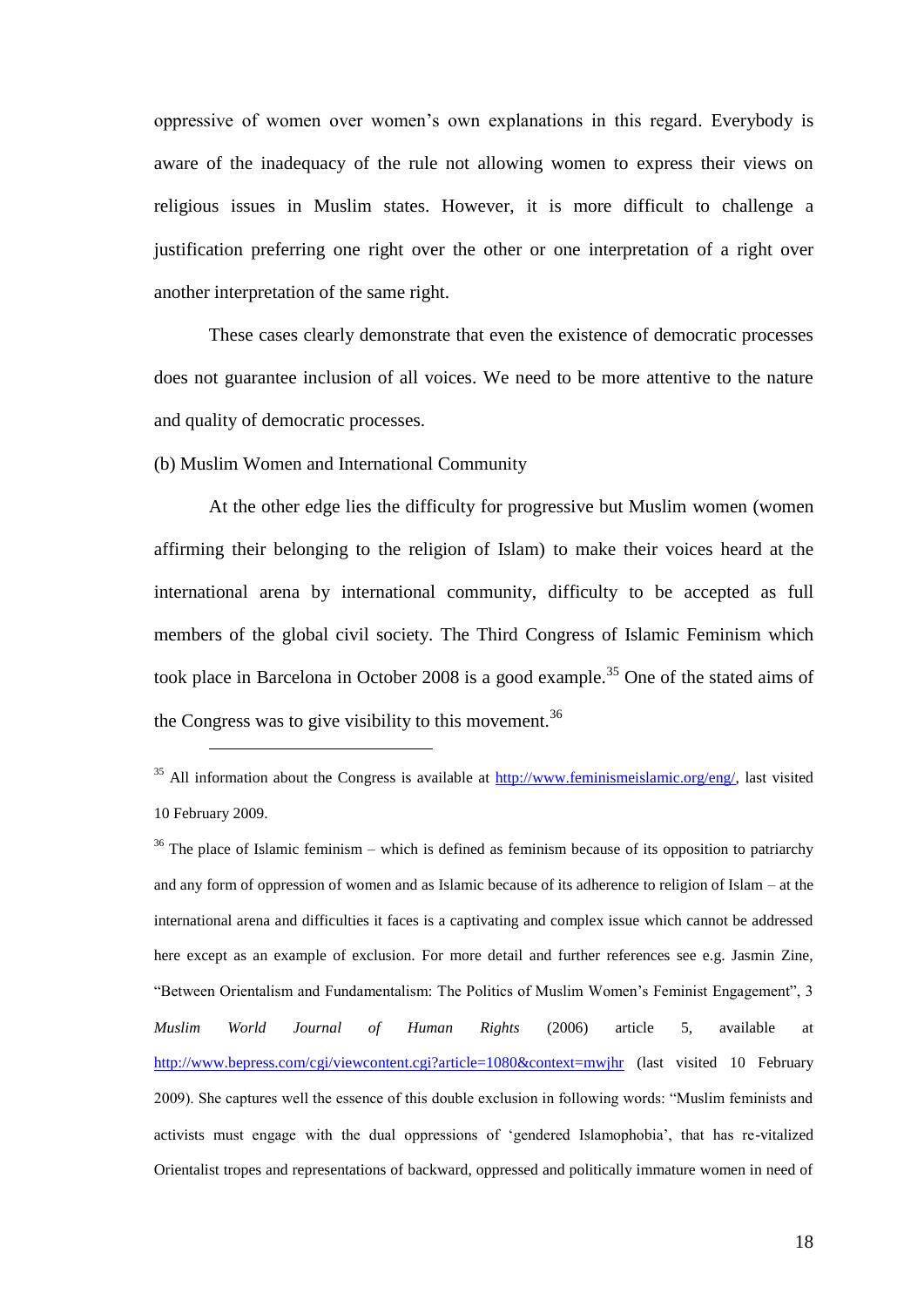oppressive of women over women's own explanations in this regard. Everybody is aware of the inadequacy of the rule not allowing women to express their views on religious issues in Muslim states. However, it is more difficult to challenge a justification preferring one right over the other or one interpretation of a right over another interpretation of the same right.

These cases clearly demonstrate that even the existence of democratic processes does not guarantee inclusion of all voices. We need to be more attentive to the nature and quality of democratic processes.

(b) Muslim Women and International Community

At the other edge lies the difficulty for progressive but Muslim women (women affirming their belonging to the religion of Islam) to make their voices heard at the international arena by international community, difficulty to be accepted as full members of the global civil society. The Third Congress of Islamic Feminism which took place in Barcelona in October 2008 is a good example.[35] One of the stated aims of the Congress was to give visibility to this movement.[36]

---

[35] All information about the Congress is available at http://www.feminismeislamic.org/eng/, last visited 10 February 2009.

[36] The place of Islamic feminism – which is defined as feminism because of its opposition to patriarchy and any form of oppression of women and as Islamic because of its adherence to religion of Islam – at the international arena and difficulties it faces is a captivating and complex issue which cannot be addressed here except as an example of exclusion. For more detail and further references see e.g. Jasmin Zine, "Between Orientalism and Fundamentalism: The Politics of Muslim Women's Feminist Engagement", 3 *Muslim World Journal of Human Rights* (2006) article 5, available at http://www.bepress.com/cgi/viewcontent.cgi?article=1080&context=mwjhr (last visited 10 February 2009). She captures well the essence of this double exclusion in following words: "Muslim feminists and activists must engage with the dual oppressions of 'gendered Islamophobia', that has re-vitalized Orientalist tropes and representations of backward, oppressed and politically immature women in need of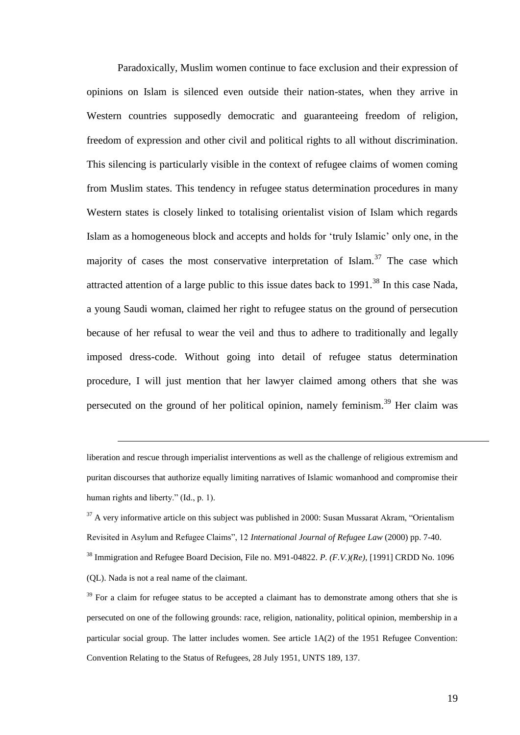Paradoxically, Muslim women continue to face exclusion and their expression of opinions on Islam is silenced even outside their nation-states, when they arrive in Western countries supposedly democratic and guaranteeing freedom of religion, freedom of expression and other civil and political rights to all without discrimination. This silencing is particularly visible in the context of refugee claims of women coming from Muslim states. This tendency in refugee status determination procedures in many Western states is closely linked to totalising orientalist vision of Islam which regards Islam as a homogeneous block and accepts and holds for 'truly Islamic' only one, in the majority of cases the most conservative interpretation of Islam.[37] The case which attracted attention of a large public to this issue dates back to 1991.[38] In this case Nada, a young Saudi woman, claimed her right to refugee status on the ground of persecution because of her refusal to wear the veil and thus to adhere to traditionally and legally imposed dress-code. Without going into detail of refugee status determination procedure, I will just mention that her lawyer claimed among others that she was persecuted on the ground of her political opinion, namely feminism.[39] Her claim was

---

liberation and rescue through imperialist interventions as well as the challenge of religious extremism and puritan discourses that authorize equally limiting narratives of Islamic womanhood and compromise their human rights and liberty." (Id., p. 1).

[37] A very informative article on this subject was published in 2000: Susan Mussarat Akram, "Orientalism Revisited in Asylum and Refugee Claims", 12 *International Journal of Refugee Law* (2000) pp. 7-40.

[38] Immigration and Refugee Board Decision, File no. M91-04822. *P. (F.V.)(Re)*, [1991] CRDD No. 1096 (QL). Nada is not a real name of the claimant.

[39] For a claim for refugee status to be accepted a claimant has to demonstrate among others that she is persecuted on one of the following grounds: race, religion, nationality, political opinion, membership in a particular social group. The latter includes women. See article 1A(2) of the 1951 Refugee Convention: Convention Relating to the Status of Refugees, 28 July 1951, UNTS 189, 137.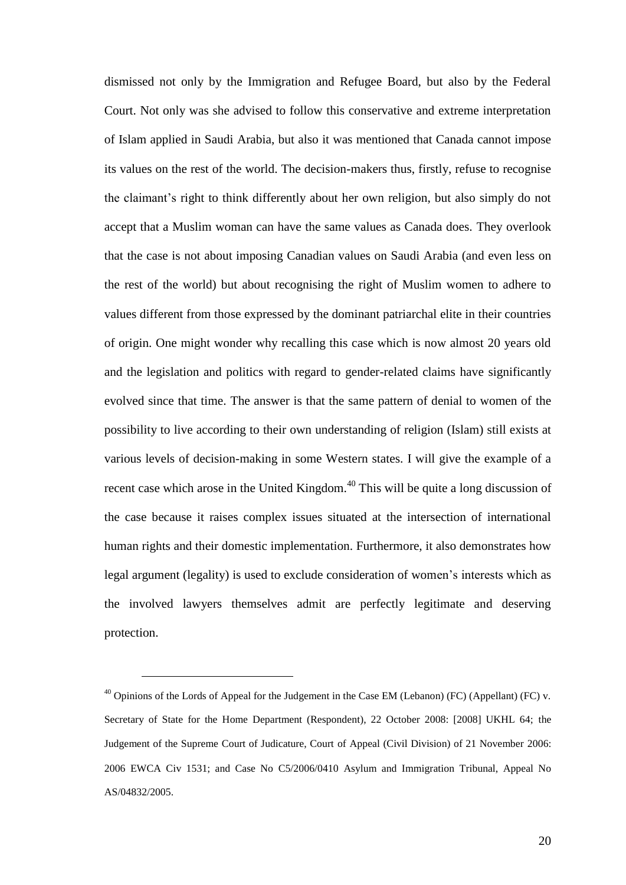dismissed not only by the Immigration and Refugee Board, but also by the Federal Court. Not only was she advised to follow this conservative and extreme interpretation of Islam applied in Saudi Arabia, but also it was mentioned that Canada cannot impose its values on the rest of the world. The decision-makers thus, firstly, refuse to recognise the claimant's right to think differently about her own religion, but also simply do not accept that a Muslim woman can have the same values as Canada does. They overlook that the case is not about imposing Canadian values on Saudi Arabia (and even less on the rest of the world) but about recognising the right of Muslim women to adhere to values different from those expressed by the dominant patriarchal elite in their countries of origin. One might wonder why recalling this case which is now almost 20 years old and the legislation and politics with regard to gender-related claims have significantly evolved since that time. The answer is that the same pattern of denial to women of the possibility to live according to their own understanding of religion (Islam) still exists at various levels of decision-making in some Western states. I will give the example of a recent case which arose in the United Kingdom.[40] This will be quite a long discussion of the case because it raises complex issues situated at the intersection of international human rights and their domestic implementation. Furthermore, it also demonstrates how legal argument (legality) is used to exclude consideration of women's interests which as the involved lawyers themselves admit are perfectly legitimate and deserving protection.

---

[40] Opinions of the Lords of Appeal for the Judgement in the Case EM (Lebanon) (FC) (Appellant) (FC) v. Secretary of State for the Home Department (Respondent), 22 October 2008: [2008] UKHL 64; the Judgement of the Supreme Court of Judicature, Court of Appeal (Civil Division) of 21 November 2006: 2006 EWCA Civ 1531; and Case No C5/2006/0410 Asylum and Immigration Tribunal, Appeal No AS/04832/2005.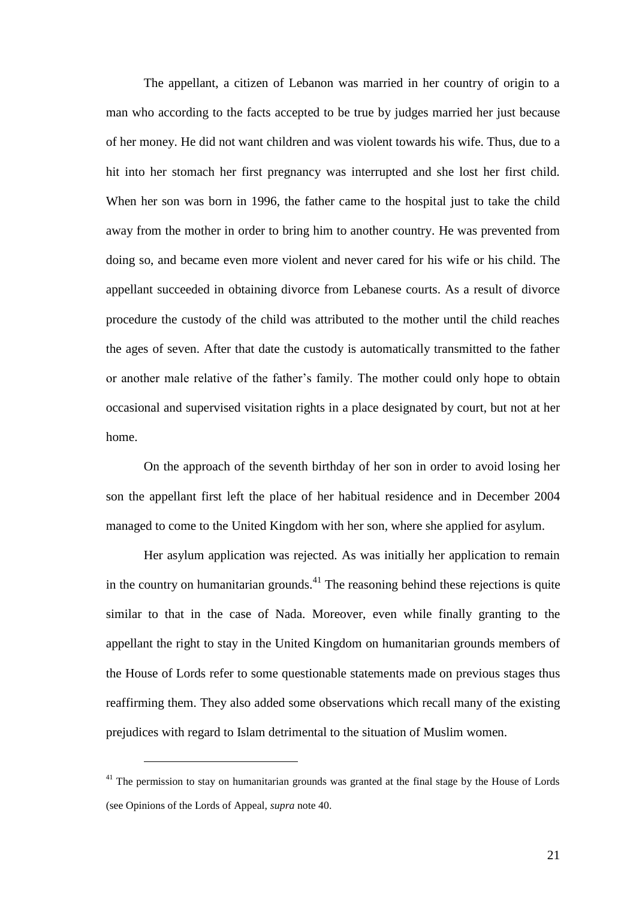The appellant, a citizen of Lebanon was married in her country of origin to a man who according to the facts accepted to be true by judges married her just because of her money. He did not want children and was violent towards his wife. Thus, due to a hit into her stomach her first pregnancy was interrupted and she lost her first child. When her son was born in 1996, the father came to the hospital just to take the child away from the mother in order to bring him to another country. He was prevented from doing so, and became even more violent and never cared for his wife or his child. The appellant succeeded in obtaining divorce from Lebanese courts. As a result of divorce procedure the custody of the child was attributed to the mother until the child reaches the ages of seven. After that date the custody is automatically transmitted to the father or another male relative of the father's family. The mother could only hope to obtain occasional and supervised visitation rights in a place designated by court, but not at her home.

On the approach of the seventh birthday of her son in order to avoid losing her son the appellant first left the place of her habitual residence and in December 2004 managed to come to the United Kingdom with her son, where she applied for asylum.

Her asylum application was rejected. As was initially her application to remain in the country on humanitarian grounds.[41] The reasoning behind these rejections is quite similar to that in the case of Nada. Moreover, even while finally granting to the appellant the right to stay in the United Kingdom on humanitarian grounds members of the House of Lords refer to some questionable statements made on previous stages thus reaffirming them. They also added some observations which recall many of the existing prejudices with regard to Islam detrimental to the situation of Muslim women.

---

[41] The permission to stay on humanitarian grounds was granted at the final stage by the House of Lords (see Opinions of the Lords of Appeal, *supra* note 40.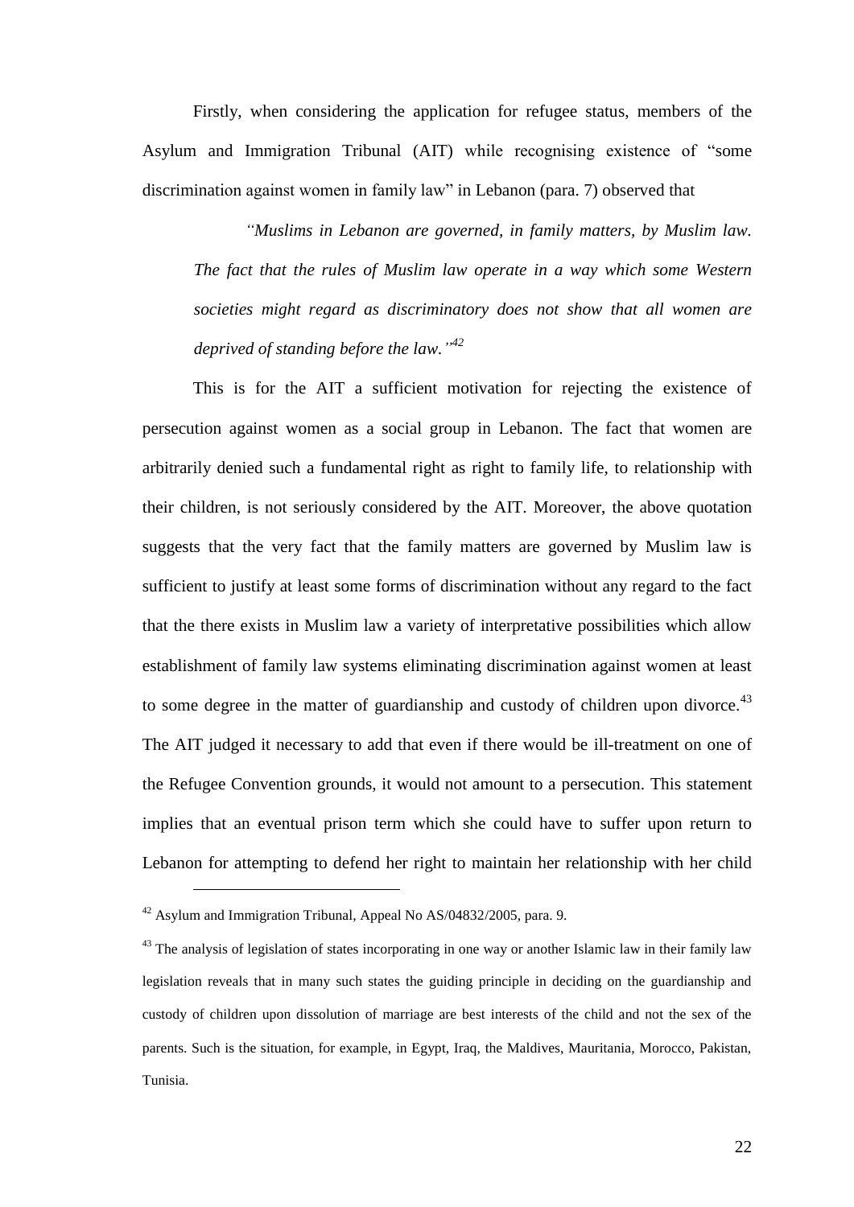Firstly, when considering the application for refugee status, members of the Asylum and Immigration Tribunal (AIT) while recognising existence of "some discrimination against women in family law" in Lebanon (para. 7) observed that

> *"Muslims in Lebanon are governed, in family matters, by Muslim law. The fact that the rules of Muslim law operate in a way which some Western societies might regard as discriminatory does not show that all women are deprived of standing before the law."*[42]

This is for the AIT a sufficient motivation for rejecting the existence of persecution against women as a social group in Lebanon. The fact that women are arbitrarily denied such a fundamental right as right to family life, to relationship with their children, is not seriously considered by the AIT. Moreover, the above quotation suggests that the very fact that the family matters are governed by Muslim law is sufficient to justify at least some forms of discrimination without any regard to the fact that the there exists in Muslim law a variety of interpretative possibilities which allow establishment of family law systems eliminating discrimination against women at least to some degree in the matter of guardianship and custody of children upon divorce.[43] The AIT judged it necessary to add that even if there would be ill-treatment on one of the Refugee Convention grounds, it would not amount to a persecution. This statement implies that an eventual prison term which she could have to suffer upon return to Lebanon for attempting to defend her right to maintain her relationship with her child

---

[42] Asylum and Immigration Tribunal, Appeal No AS/04832/2005, para. 9.

[43] The analysis of legislation of states incorporating in one way or another Islamic law in their family law legislation reveals that in many such states the guiding principle in deciding on the guardianship and custody of children upon dissolution of marriage are best interests of the child and not the sex of the parents. Such is the situation, for example, in Egypt, Iraq, the Maldives, Mauritania, Morocco, Pakistan, Tunisia.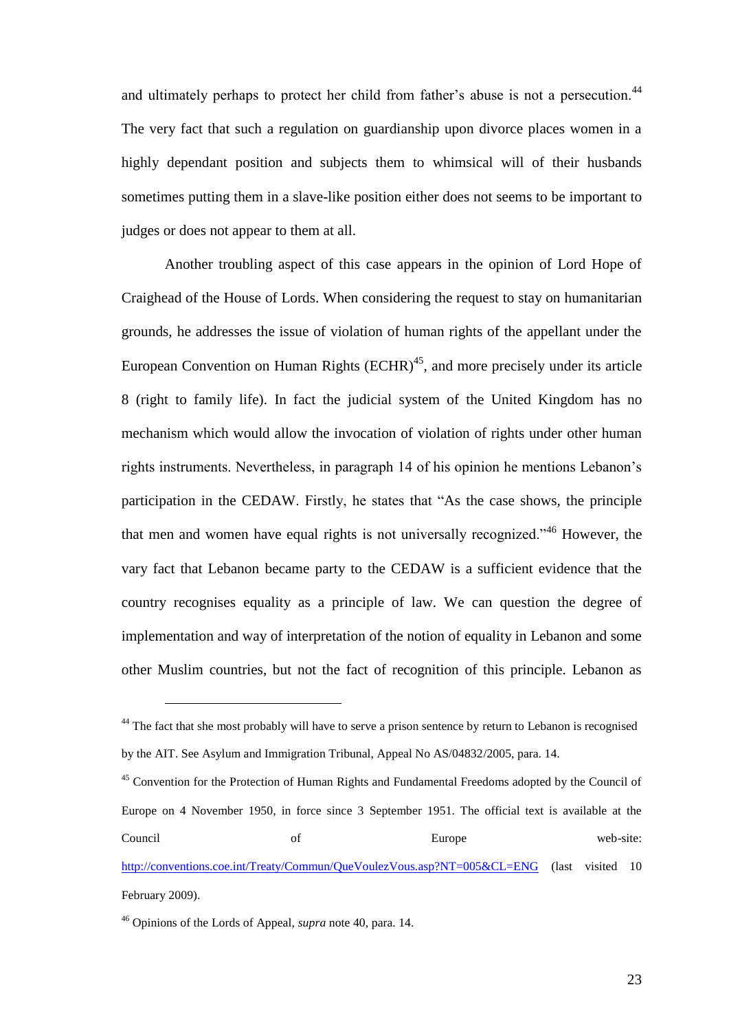and ultimately perhaps to protect her child from father's abuse is not a persecution.[44] The very fact that such a regulation on guardianship upon divorce places women in a highly dependant position and subjects them to whimsical will of their husbands sometimes putting them in a slave-like position either does not seems to be important to judges or does not appear to them at all.

Another troubling aspect of this case appears in the opinion of Lord Hope of Craighead of the House of Lords. When considering the request to stay on humanitarian grounds, he addresses the issue of violation of human rights of the appellant under the European Convention on Human Rights (ECHR)[45], and more precisely under its article 8 (right to family life). In fact the judicial system of the United Kingdom has no mechanism which would allow the invocation of violation of rights under other human rights instruments. Nevertheless, in paragraph 14 of his opinion he mentions Lebanon's participation in the CEDAW. Firstly, he states that "As the case shows, the principle that men and women have equal rights is not universally recognized."[46] However, the vary fact that Lebanon became party to the CEDAW is a sufficient evidence that the country recognises equality as a principle of law. We can question the degree of implementation and way of interpretation of the notion of equality in Lebanon and some other Muslim countries, but not the fact of recognition of this principle. Lebanon as

---

[44] The fact that she most probably will have to serve a prison sentence by return to Lebanon is recognised by the AIT. See Asylum and Immigration Tribunal, Appeal No AS/04832/2005, para. 14.

[45] Convention for the Protection of Human Rights and Fundamental Freedoms adopted by the Council of Europe on 4 November 1950, in force since 3 September 1951. The official text is available at the Council of Europe web-site: http://conventions.coe.int/Treaty/Commun/QueVoulezVous.asp?NT=005&CL=ENG (last visited 10 February 2009).

[46] Opinions of the Lords of Appeal, *supra* note 40, para. 14.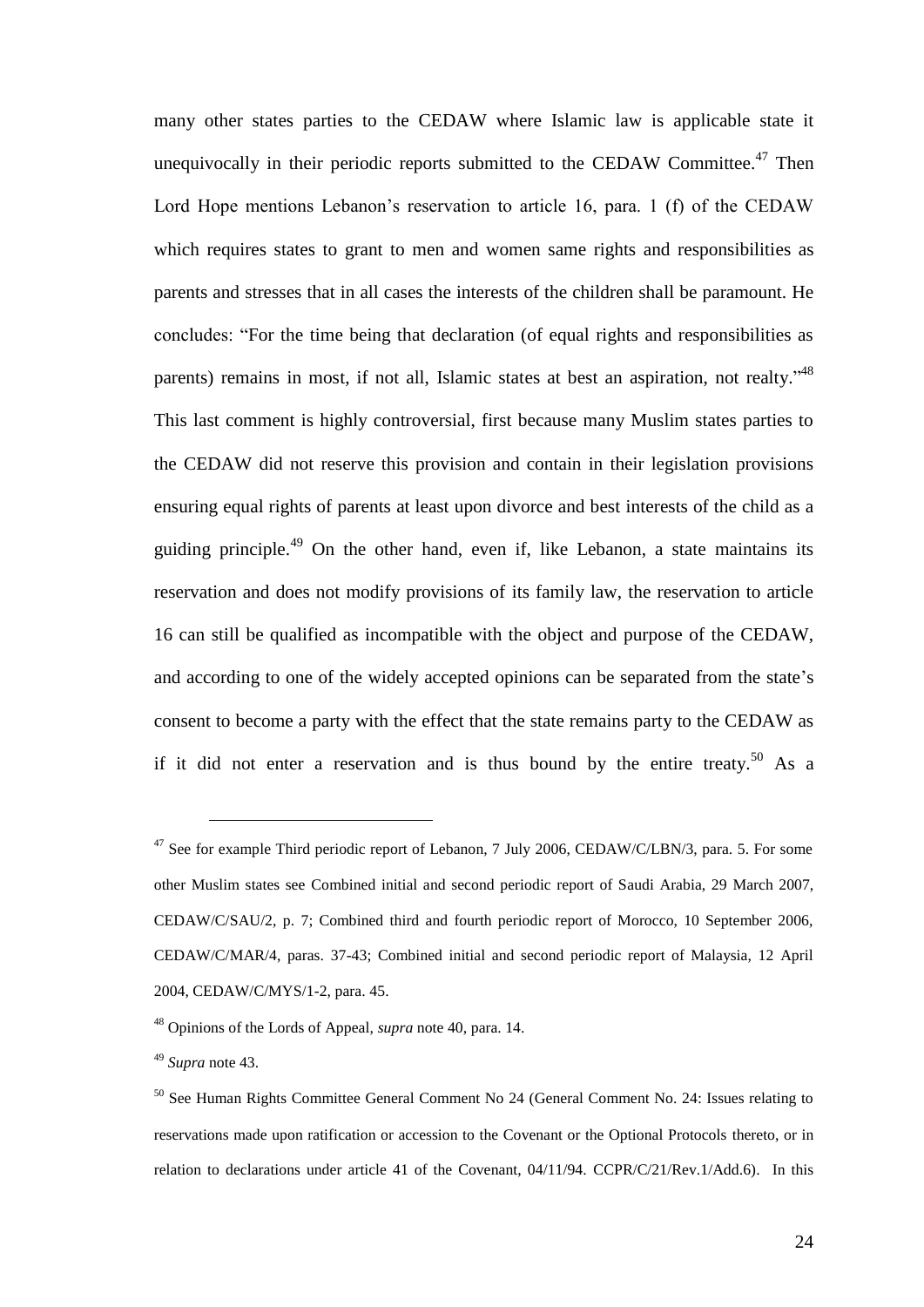many other states parties to the CEDAW where Islamic law is applicable state it unequivocally in their periodic reports submitted to the CEDAW Committee.[47] Then Lord Hope mentions Lebanon's reservation to article 16, para. 1 (f) of the CEDAW which requires states to grant to men and women same rights and responsibilities as parents and stresses that in all cases the interests of the children shall be paramount. He concludes: "For the time being that declaration (of equal rights and responsibilities as parents) remains in most, if not all, Islamic states at best an aspiration, not realty."[48] This last comment is highly controversial, first because many Muslim states parties to the CEDAW did not reserve this provision and contain in their legislation provisions ensuring equal rights of parents at least upon divorce and best interests of the child as a guiding principle.[49] On the other hand, even if, like Lebanon, a state maintains its reservation and does not modify provisions of its family law, the reservation to article 16 can still be qualified as incompatible with the object and purpose of the CEDAW, and according to one of the widely accepted opinions can be separated from the state's consent to become a party with the effect that the state remains party to the CEDAW as if it did not enter a reservation and is thus bound by the entire treaty.[50] As a

---

[47] See for example Third periodic report of Lebanon, 7 July 2006, CEDAW/C/LBN/3, para. 5. For some other Muslim states see Combined initial and second periodic report of Saudi Arabia, 29 March 2007, CEDAW/C/SAU/2, p. 7; Combined third and fourth periodic report of Morocco, 10 September 2006, CEDAW/C/MAR/4, paras. 37-43; Combined initial and second periodic report of Malaysia, 12 April 2004, CEDAW/C/MYS/1-2, para. 45.

[48] Opinions of the Lords of Appeal, *supra* note 40, para. 14.

[49] *Supra* note 43.

[50] See Human Rights Committee General Comment No 24 (General Comment No. 24: Issues relating to reservations made upon ratification or accession to the Covenant or the Optional Protocols thereto, or in relation to declarations under article 41 of the Covenant, 04/11/94. CCPR/C/21/Rev.1/Add.6). In this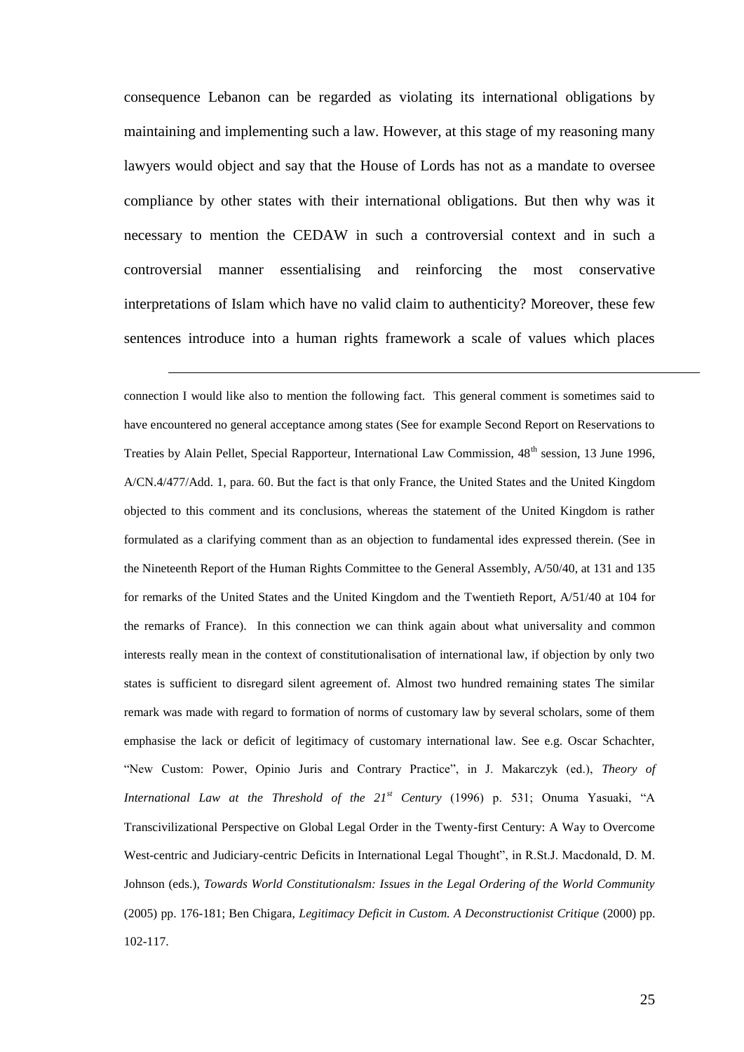consequence Lebanon can be regarded as violating its international obligations by maintaining and implementing such a law. However, at this stage of my reasoning many lawyers would object and say that the House of Lords has not as a mandate to oversee compliance by other states with their international obligations. But then why was it necessary to mention the CEDAW in such a controversial context and in such a controversial manner essentialising and reinforcing the most conservative interpretations of Islam which have no valid claim to authenticity? Moreover, these few sentences introduce into a human rights framework a scale of values which places

---

connection I would like also to mention the following fact. This general comment is sometimes said to have encountered no general acceptance among states (See for example Second Report on Reservations to Treaties by Alain Pellet, Special Rapporteur, International Law Commission, 48th session, 13 June 1996, A/CN.4/477/Add. 1, para. 60. But the fact is that only France, the United States and the United Kingdom objected to this comment and its conclusions, whereas the statement of the United Kingdom is rather formulated as a clarifying comment than as an objection to fundamental ides expressed therein. (See in the Nineteenth Report of the Human Rights Committee to the General Assembly, A/50/40, at 131 and 135 for remarks of the United States and the United Kingdom and the Twentieth Report, A/51/40 at 104 for the remarks of France). In this connection we can think again about what universality and common interests really mean in the context of constitutionalisation of international law, if objection by only two states is sufficient to disregard silent agreement of. Almost two hundred remaining states The similar remark was made with regard to formation of norms of customary law by several scholars, some of them emphasise the lack or deficit of legitimacy of customary international law. See e.g. Oscar Schachter, "New Custom: Power, Opinio Juris and Contrary Practice", in J. Makarczyk (ed.), *Theory of International Law at the Threshold of the 21st Century* (1996) p. 531; Onuma Yasuaki, "A Transcivilizational Perspective on Global Legal Order in the Twenty-first Century: A Way to Overcome West-centric and Judiciary-centric Deficits in International Legal Thought", in R.St.J. Macdonald, D. M. Johnson (eds.), *Towards World Constitutionalsm: Issues in the Legal Ordering of the World Community* (2005) pp. 176-181; Ben Chigara, *Legitimacy Deficit in Custom. A Deconstructionist Critique* (2000) pp. 102-117.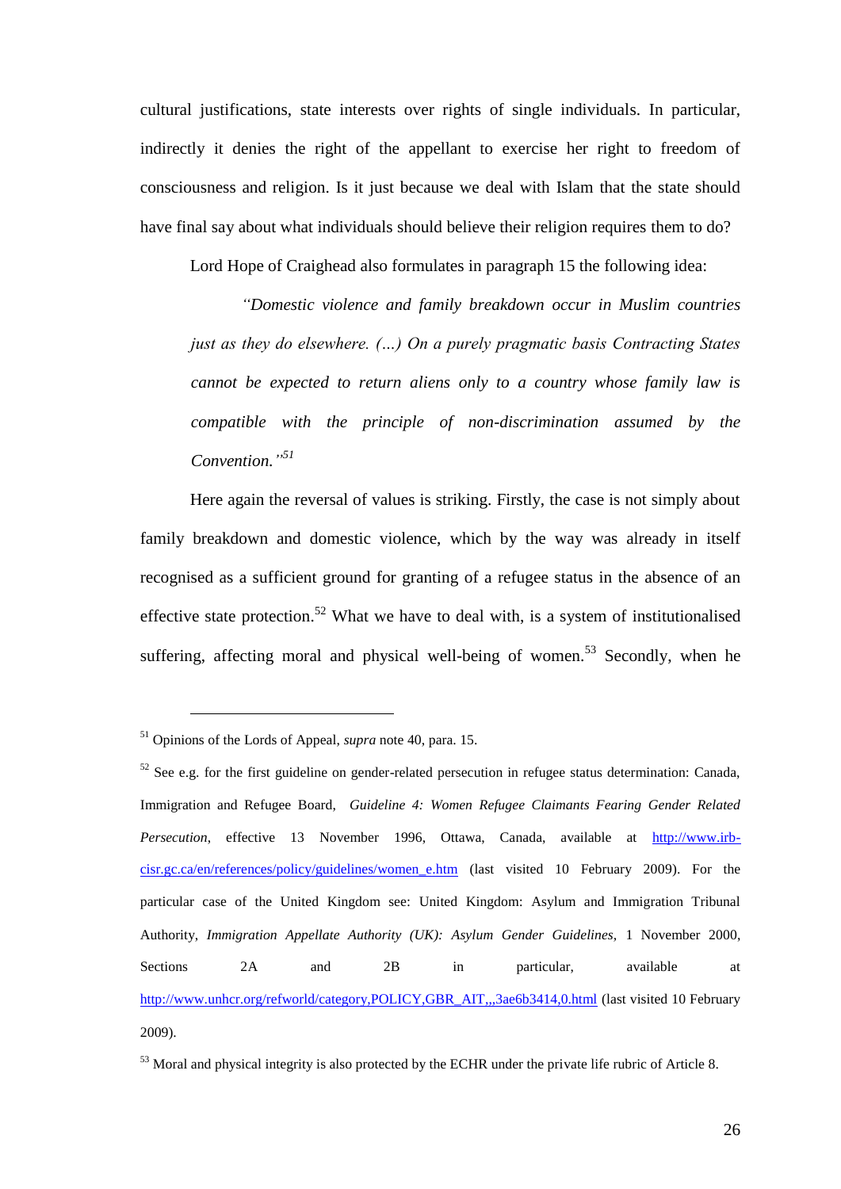cultural justifications, state interests over rights of single individuals. In particular, indirectly it denies the right of the appellant to exercise her right to freedom of consciousness and religion. Is it just because we deal with Islam that the state should have final say about what individuals should believe their religion requires them to do?

Lord Hope of Craighead also formulates in paragraph 15 the following idea:

> *"Domestic violence and family breakdown occur in Muslim countries just as they do elsewhere. (...) On a purely pragmatic basis Contracting States cannot be expected to return aliens only to a country whose family law is compatible with the principle of non-discrimination assumed by the Convention."*[51]

Here again the reversal of values is striking. Firstly, the case is not simply about family breakdown and domestic violence, which by the way was already in itself recognised as a sufficient ground for granting of a refugee status in the absence of an effective state protection.[52] What we have to deal with, is a system of institutionalised suffering, affecting moral and physical well-being of women.[53] Secondly, when he

---

[51] Opinions of the Lords of Appeal, *supra* note 40, para. 15.

[52] See e.g. for the first guideline on gender-related persecution in refugee status determination: Canada, Immigration and Refugee Board, *Guideline 4: Women Refugee Claimants Fearing Gender Related Persecution*, effective 13 November 1996, Ottawa, Canada, available at http://www.irb-cisr.gc.ca/en/references/policy/guidelines/women_e.htm (last visited 10 February 2009). For the particular case of the United Kingdom see: United Kingdom: Asylum and Immigration Tribunal Authority, *Immigration Appellate Authority (UK): Asylum Gender Guidelines*, 1 November 2000, Sections 2A and 2B in particular, available at http://www.unhcr.org/refworld/category,POLICY,GBR_AIT,,,3ae6b3414,0.html (last visited 10 February 2009).

[53] Moral and physical integrity is also protected by the ECHR under the private life rubric of Article 8.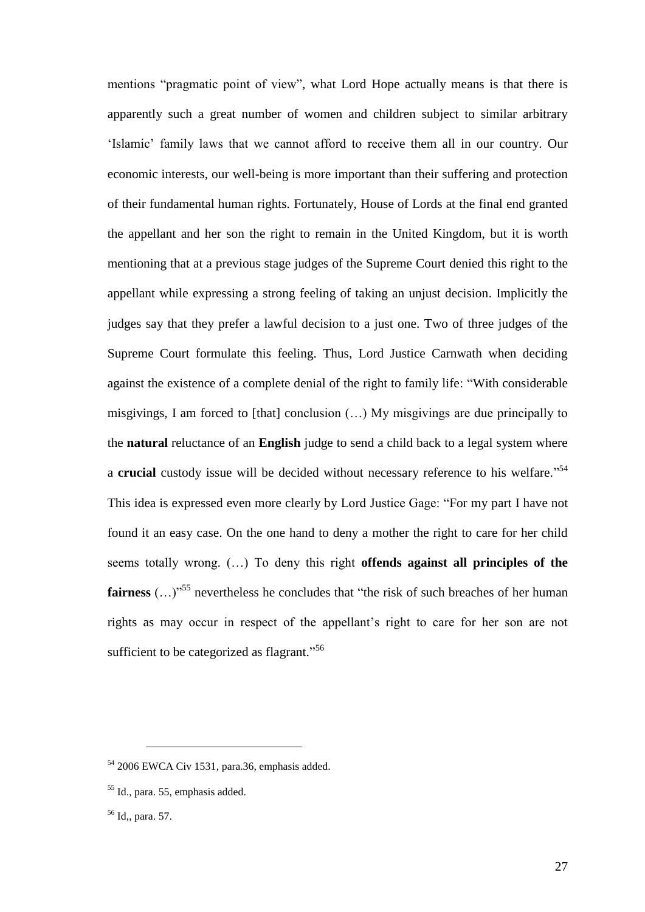mentions "pragmatic point of view", what Lord Hope actually means is that there is apparently such a great number of women and children subject to similar arbitrary 'Islamic' family laws that we cannot afford to receive them all in our country. Our economic interests, our well-being is more important than their suffering and protection of their fundamental human rights. Fortunately, House of Lords at the final end granted the appellant and her son the right to remain in the United Kingdom, but it is worth mentioning that at a previous stage judges of the Supreme Court denied this right to the appellant while expressing a strong feeling of taking an unjust decision. Implicitly the judges say that they prefer a lawful decision to a just one. Two of three judges of the Supreme Court formulate this feeling. Thus, Lord Justice Carnwath when deciding against the existence of a complete denial of the right to family life: "With considerable misgivings, I am forced to [that] conclusion (…) My misgivings are due principally to the **natural** reluctance of an **English** judge to send a child back to a legal system where a **crucial** custody issue will be decided without necessary reference to his welfare."[54] This idea is expressed even more clearly by Lord Justice Gage: "For my part I have not found it an easy case. On the one hand to deny a mother the right to care for her child seems totally wrong. (…) To deny this right **offends against all principles of the fairness** (…)"[55] nevertheless he concludes that "the risk of such breaches of her human rights as may occur in respect of the appellant's right to care for her son are not sufficient to be categorized as flagrant."[56]

---

[54] 2006 EWCA Civ 1531, para.36, emphasis added.

[55] Id., para. 55, emphasis added.

[56] Id,, para. 57.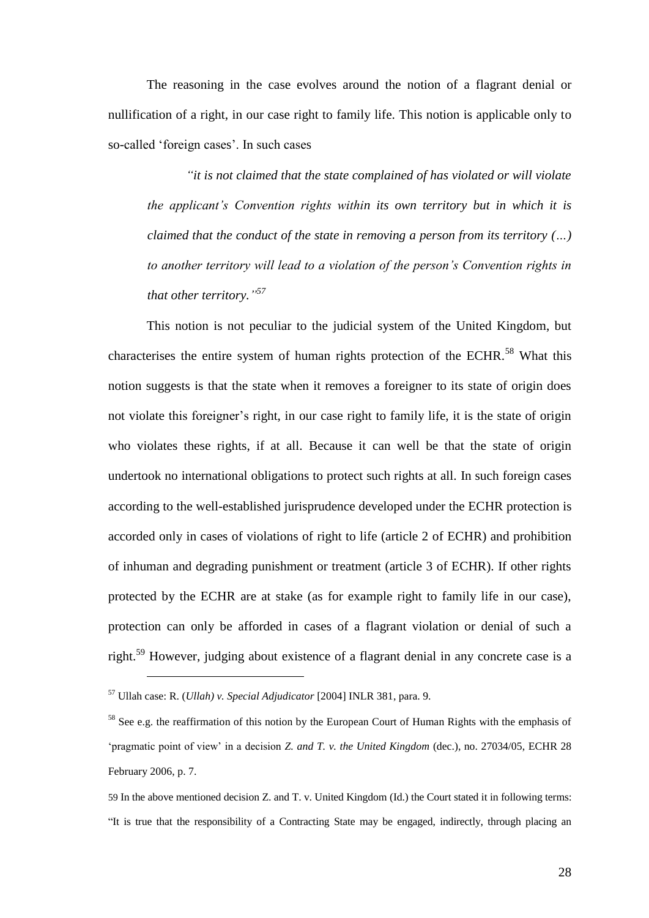The reasoning in the case evolves around the notion of a flagrant denial or nullification of a right, in our case right to family life. This notion is applicable only to so-called 'foreign cases'. In such cases

> *"it is not claimed that the state complained of has violated or will violate the applicant's Convention rights within its own territory but in which it is claimed that the conduct of the state in removing a person from its territory (…) to another territory will lead to a violation of the person's Convention rights in that other territory."*[57]

This notion is not peculiar to the judicial system of the United Kingdom, but characterises the entire system of human rights protection of the ECHR.[58] What this notion suggests is that the state when it removes a foreigner to its state of origin does not violate this foreigner's right, in our case right to family life, it is the state of origin who violates these rights, if at all. Because it can well be that the state of origin undertook no international obligations to protect such rights at all. In such foreign cases according to the well-established jurisprudence developed under the ECHR protection is accorded only in cases of violations of right to life (article 2 of ECHR) and prohibition of inhuman and degrading punishment or treatment (article 3 of ECHR). If other rights protected by the ECHR are at stake (as for example right to family life in our case), protection can only be afforded in cases of a flagrant violation or denial of such a right.[59] However, judging about existence of a flagrant denial in any concrete case is a

---

[57] Ullah case: R. (*Ullah) v. Special Adjudicator* [2004] INLR 381, para. 9.

[58] See e.g. the reaffirmation of this notion by the European Court of Human Rights with the emphasis of 'pragmatic point of view' in a decision *Z. and T. v. the United Kingdom* (dec.), no. 27034/05, ECHR 28 February 2006, p. 7.

[59] In the above mentioned decision Z. and T. v. United Kingdom (Id.) the Court stated it in following terms: "It is true that the responsibility of a Contracting State may be engaged, indirectly, through placing an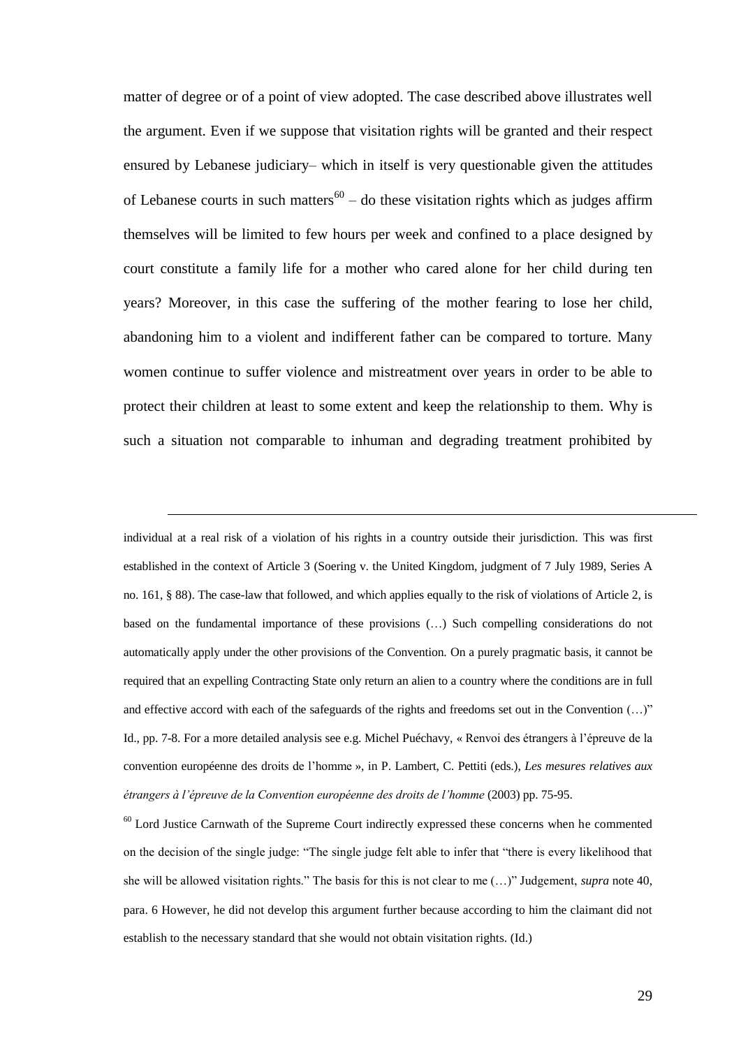matter of degree or of a point of view adopted. The case described above illustrates well the argument. Even if we suppose that visitation rights will be granted and their respect ensured by Lebanese judiciary– which in itself is very questionable given the attitudes of Lebanese courts in such matters[60] – do these visitation rights which as judges affirm themselves will be limited to few hours per week and confined to a place designed by court constitute a family life for a mother who cared alone for her child during ten years? Moreover, in this case the suffering of the mother fearing to lose her child, abandoning him to a violent and indifferent father can be compared to torture. Many women continue to suffer violence and mistreatment over years in order to be able to protect their children at least to some extent and keep the relationship to them. Why is such a situation not comparable to inhuman and degrading treatment prohibited by

---

individual at a real risk of a violation of his rights in a country outside their jurisdiction. This was first established in the context of Article 3 (Soering v. the United Kingdom, judgment of 7 July 1989, Series A no. 161, § 88). The case-law that followed, and which applies equally to the risk of violations of Article 2, is based on the fundamental importance of these provisions (…) Such compelling considerations do not automatically apply under the other provisions of the Convention. On a purely pragmatic basis, it cannot be required that an expelling Contracting State only return an alien to a country where the conditions are in full and effective accord with each of the safeguards of the rights and freedoms set out in the Convention (…)" Id., pp. 7-8. For a more detailed analysis see e.g. Michel Puéchavy, « Renvoi des étrangers à l'épreuve de la convention européenne des droits de l'homme », in P. Lambert, C. Pettiti (eds.), *Les mesures relatives aux étrangers à l'épreuve de la Convention européenne des droits de l'homme* (2003) pp. 75-95.

[60] Lord Justice Carnwath of the Supreme Court indirectly expressed these concerns when he commented on the decision of the single judge: "The single judge felt able to infer that "there is every likelihood that she will be allowed visitation rights." The basis for this is not clear to me (…)" Judgement, *supra* note 40, para. 6 However, he did not develop this argument further because according to him the claimant did not establish to the necessary standard that she would not obtain visitation rights. (Id.)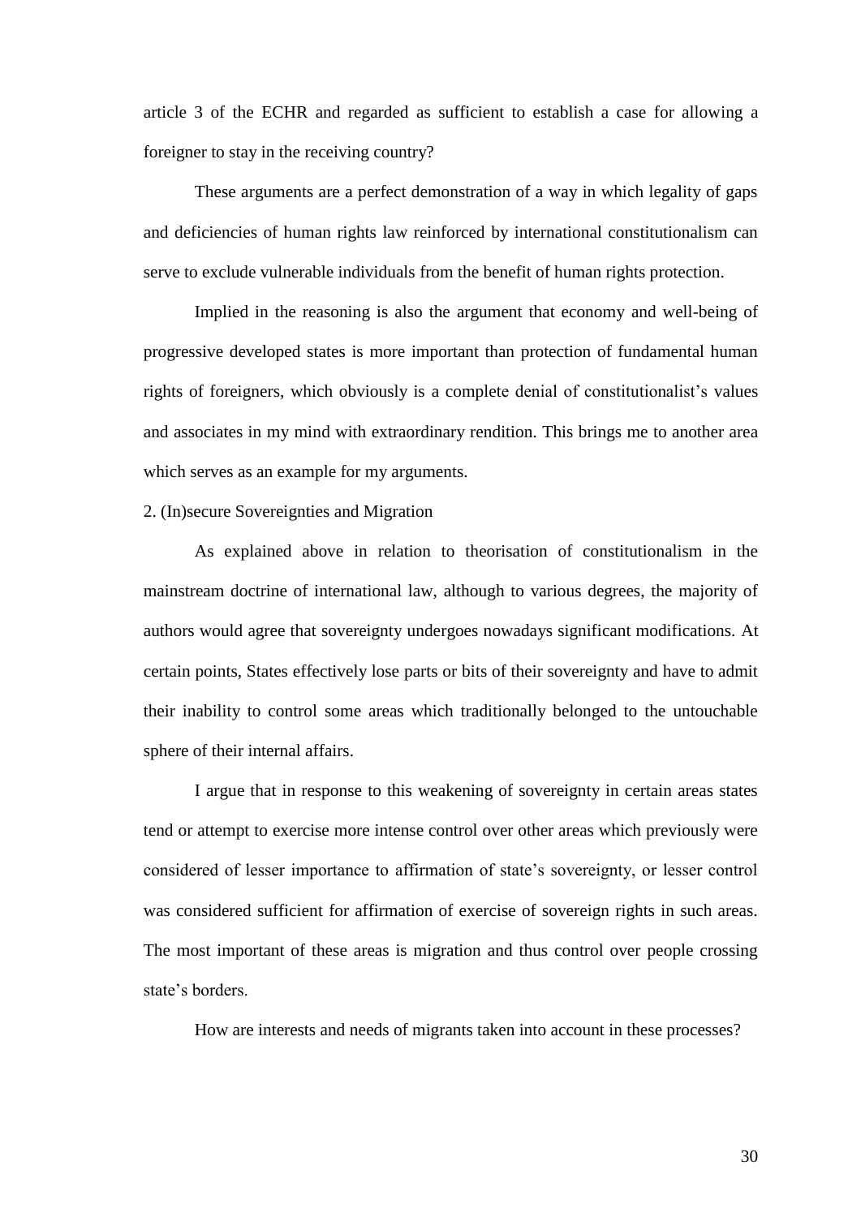article 3 of the ECHR and regarded as sufficient to establish a case for allowing a foreigner to stay in the receiving country?

These arguments are a perfect demonstration of a way in which legality of gaps and deficiencies of human rights law reinforced by international constitutionalism can serve to exclude vulnerable individuals from the benefit of human rights protection.

Implied in the reasoning is also the argument that economy and well-being of progressive developed states is more important than protection of fundamental human rights of foreigners, which obviously is a complete denial of constitutionalist's values and associates in my mind with extraordinary rendition. This brings me to another area which serves as an example for my arguments.

## 2. (In)secure Sovereignties and Migration

As explained above in relation to theorisation of constitutionalism in the mainstream doctrine of international law, although to various degrees, the majority of authors would agree that sovereignty undergoes nowadays significant modifications. At certain points, States effectively lose parts or bits of their sovereignty and have to admit their inability to control some areas which traditionally belonged to the untouchable sphere of their internal affairs.

I argue that in response to this weakening of sovereignty in certain areas states tend or attempt to exercise more intense control over other areas which previously were considered of lesser importance to affirmation of state's sovereignty, or lesser control was considered sufficient for affirmation of exercise of sovereign rights in such areas. The most important of these areas is migration and thus control over people crossing state's borders.

How are interests and needs of migrants taken into account in these processes?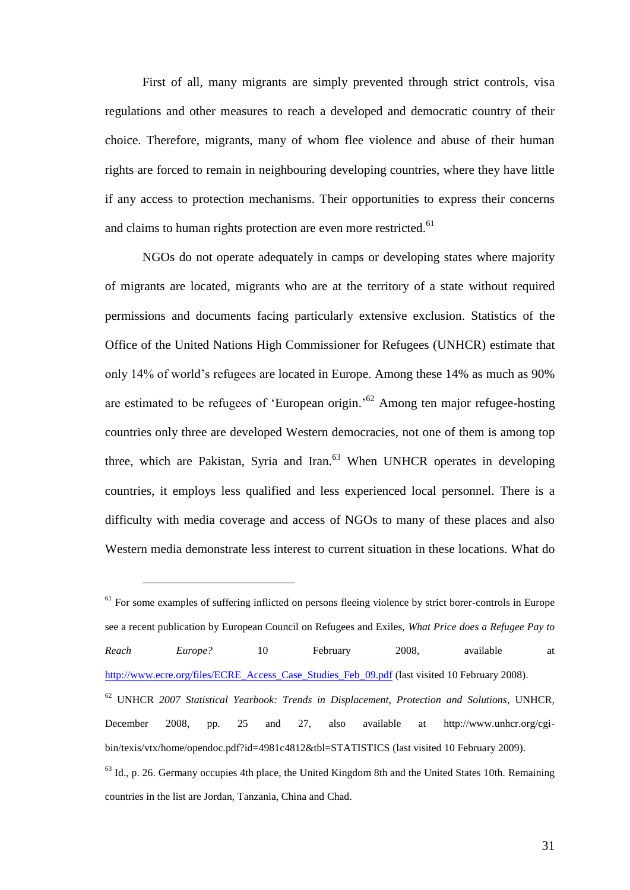First of all, many migrants are simply prevented through strict controls, visa regulations and other measures to reach a developed and democratic country of their choice. Therefore, migrants, many of whom flee violence and abuse of their human rights are forced to remain in neighbouring developing countries, where they have little if any access to protection mechanisms. Their opportunities to express their concerns and claims to human rights protection are even more restricted.[61]

NGOs do not operate adequately in camps or developing states where majority of migrants are located, migrants who are at the territory of a state without required permissions and documents facing particularly extensive exclusion. Statistics of the Office of the United Nations High Commissioner for Refugees (UNHCR) estimate that only 14% of world's refugees are located in Europe. Among these 14% as much as 90% are estimated to be refugees of 'European origin.'[62] Among ten major refugee-hosting countries only three are developed Western democracies, not one of them is among top three, which are Pakistan, Syria and Iran.[63] When UNHCR operates in developing countries, it employs less qualified and less experienced local personnel. There is a difficulty with media coverage and access of NGOs to many of these places and also Western media demonstrate less interest to current situation in these locations. What do

---

[61] For some examples of suffering inflicted on persons fleeing violence by strict borer-controls in Europe see a recent publication by European Council on Refugees and Exiles, *What Price does a Refugee Pay to Reach Europe?* 10 February 2008, available at http://www.ecre.org/files/ECRE_Access_Case_Studies_Feb_09.pdf (last visited 10 February 2008).

[62] UNHCR *2007 Statistical Yearbook: Trends in Displacement, Protection and Solutions*, UNHCR, December 2008, pp. 25 and 27, also available at http://www.unhcr.org/cgi-bin/texis/vtx/home/opendoc.pdf?id=4981c4812&tbl=STATISTICS (last visited 10 February 2009).

[63] Id., p. 26. Germany occupies 4th place, the United Kingdom 8th and the United States 10th. Remaining countries in the list are Jordan, Tanzania, China and Chad.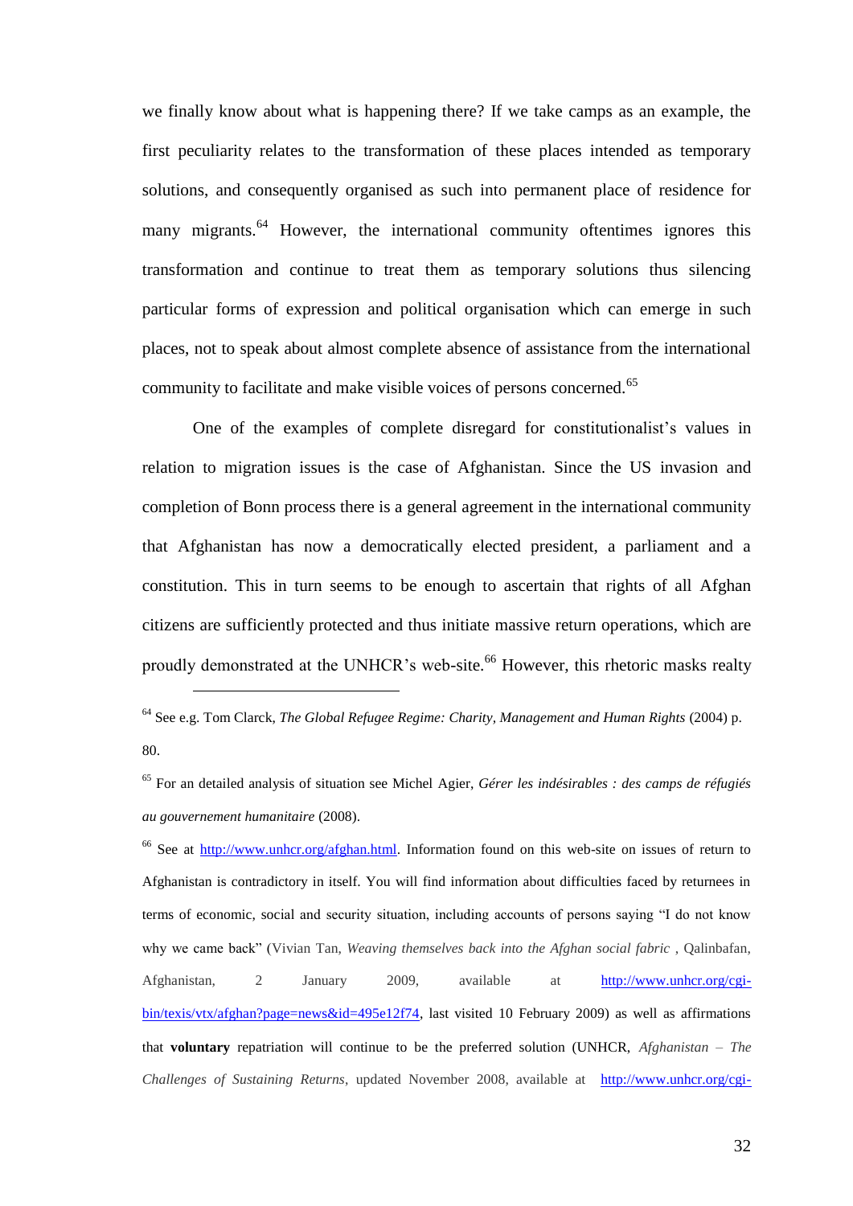we finally know about what is happening there? If we take camps as an example, the first peculiarity relates to the transformation of these places intended as temporary solutions, and consequently organised as such into permanent place of residence for many migrants.[64] However, the international community oftentimes ignores this transformation and continue to treat them as temporary solutions thus silencing particular forms of expression and political organisation which can emerge in such places, not to speak about almost complete absence of assistance from the international community to facilitate and make visible voices of persons concerned.[65]

One of the examples of complete disregard for constitutionalist's values in relation to migration issues is the case of Afghanistan. Since the US invasion and completion of Bonn process there is a general agreement in the international community that Afghanistan has now a democratically elected president, a parliament and a constitution. This in turn seems to be enough to ascertain that rights of all Afghan citizens are sufficiently protected and thus initiate massive return operations, which are proudly demonstrated at the UNHCR's web-site.[66] However, this rhetoric masks realty

---

[64] See e.g. Tom Clarck, *The Global Refugee Regime: Charity, Management and Human Rights* (2004) p. 80.

[65] For an detailed analysis of situation see Michel Agier, *Gérer les indésirables : des camps de réfugiés au gouvernement humanitaire* (2008).

[66] See at http://www.unhcr.org/afghan.html. Information found on this web-site on issues of return to Afghanistan is contradictory in itself. You will find information about difficulties faced by returnees in terms of economic, social and security situation, including accounts of persons saying "I do not know why we came back" (Vivian Tan, *Weaving themselves back into the Afghan social fabric* , Qalinbafan, Afghanistan, 2 January 2009, available at http://www.unhcr.org/cgi-bin/texis/vtx/afghan?page=news&id=495e12f74, last visited 10 February 2009) as well as affirmations that **voluntary** repatriation will continue to be the preferred solution (UNHCR, *Afghanistan – The Challenges of Sustaining Returns*, updated November 2008, available at http://www.unhcr.org/cgi-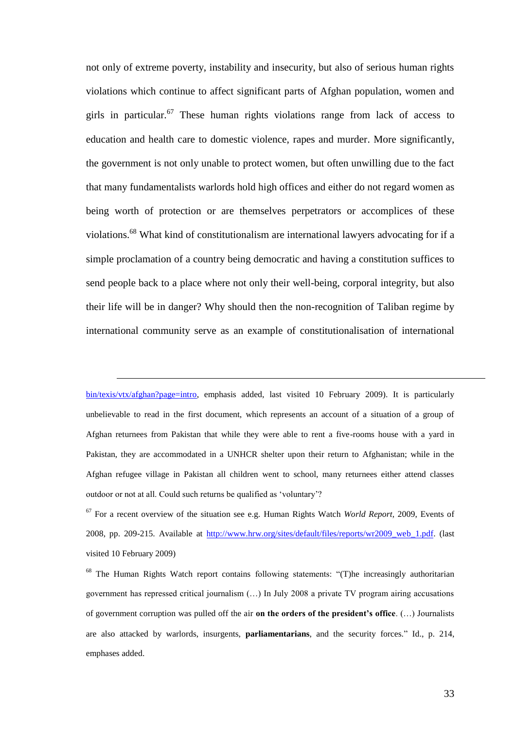not only of extreme poverty, instability and insecurity, but also of serious human rights violations which continue to affect significant parts of Afghan population, women and girls in particular.[67] These human rights violations range from lack of access to education and health care to domestic violence, rapes and murder. More significantly, the government is not only unable to protect women, but often unwilling due to the fact that many fundamentalists warlords hold high offices and either do not regard women as being worth of protection or are themselves perpetrators or accomplices of these violations.[68] What kind of constitutionalism are international lawyers advocating for if a simple proclamation of a country being democratic and having a constitution suffices to send people back to a place where not only their well-being, corporal integrity, but also their life will be in danger? Why should then the non-recognition of Taliban regime by international community serve as an example of constitutionalisation of international

---

bin/texis/vtx/afghan?page=intro, emphasis added, last visited 10 February 2009). It is particularly unbelievable to read in the first document, which represents an account of a situation of a group of Afghan returnees from Pakistan that while they were able to rent a five-rooms house with a yard in Pakistan, they are accommodated in a UNHCR shelter upon their return to Afghanistan; while in the Afghan refugee village in Pakistan all children went to school, many returnees either attend classes outdoor or not at all. Could such returns be qualified as 'voluntary'?

[67] For a recent overview of the situation see e.g. Human Rights Watch *World Report*, 2009, Events of 2008, pp. 209-215. Available at http://www.hrw.org/sites/default/files/reports/wr2009_web_1.pdf. (last visited 10 February 2009)

[68] The Human Rights Watch report contains following statements: "(T)he increasingly authoritarian government has repressed critical journalism (…) In July 2008 a private TV program airing accusations of government corruption was pulled off the air **on the orders of the president's office**. (…) Journalists are also attacked by warlords, insurgents, **parliamentarians**, and the security forces." Id., p. 214, emphases added.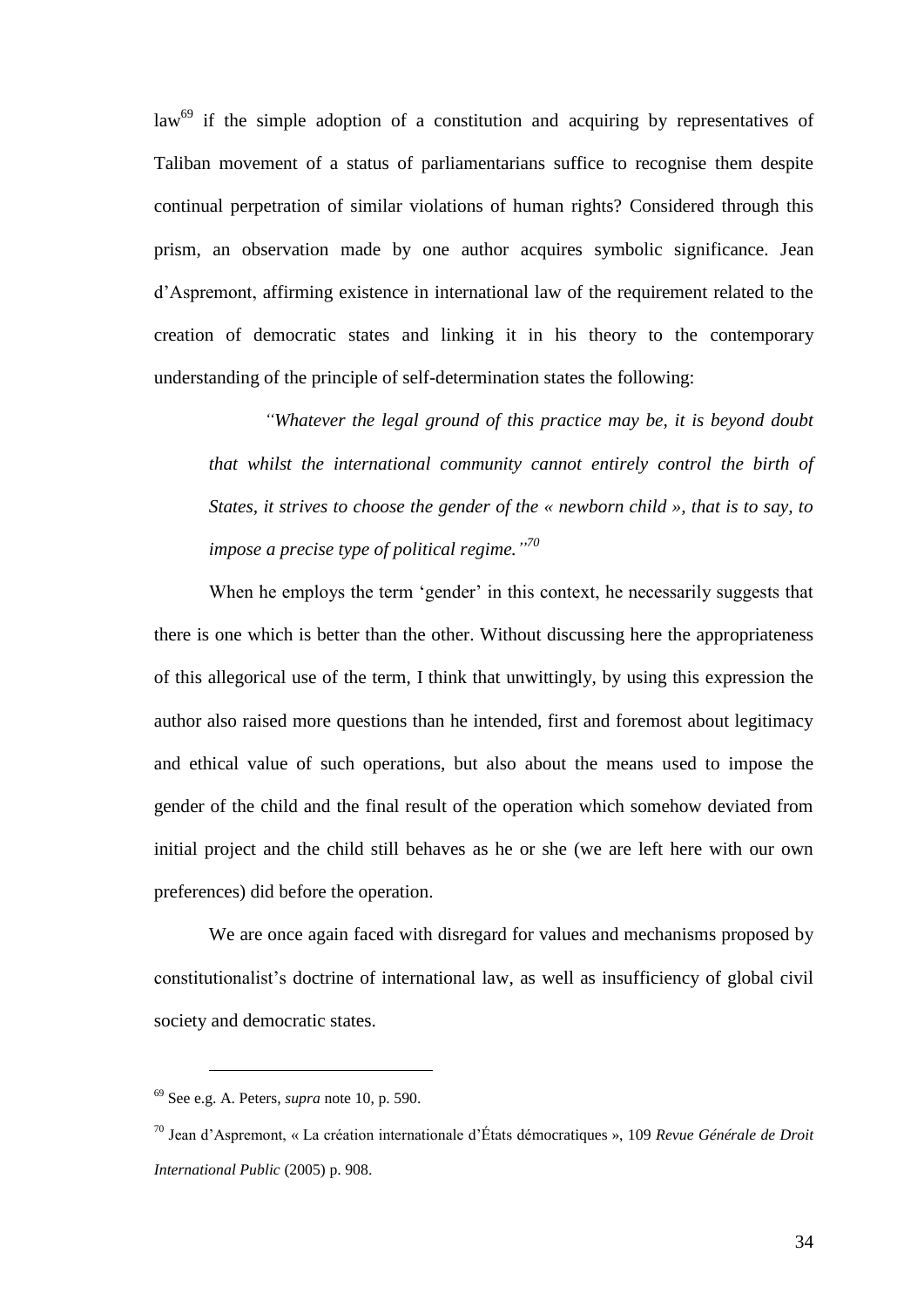law[69] if the simple adoption of a constitution and acquiring by representatives of Taliban movement of a status of parliamentarians suffice to recognise them despite continual perpetration of similar violations of human rights? Considered through this prism, an observation made by one author acquires symbolic significance. Jean d'Aspremont, affirming existence in international law of the requirement related to the creation of democratic states and linking it in his theory to the contemporary understanding of the principle of self-determination states the following:

> *"Whatever the legal ground of this practice may be, it is beyond doubt that whilst the international community cannot entirely control the birth of States, it strives to choose the gender of the « newborn child », that is to say, to impose a precise type of political regime."*[70]

When he employs the term 'gender' in this context, he necessarily suggests that there is one which is better than the other. Without discussing here the appropriateness of this allegorical use of the term, I think that unwittingly, by using this expression the author also raised more questions than he intended, first and foremost about legitimacy and ethical value of such operations, but also about the means used to impose the gender of the child and the final result of the operation which somehow deviated from initial project and the child still behaves as he or she (we are left here with our own preferences) did before the operation.

We are once again faced with disregard for values and mechanisms proposed by constitutionalist's doctrine of international law, as well as insufficiency of global civil society and democratic states.

---

[69] See e.g. A. Peters, *supra* note 10, p. 590.

[70] Jean d'Aspremont, « La création internationale d'États démocratiques », 109 *Revue Générale de Droit International Public* (2005) p. 908.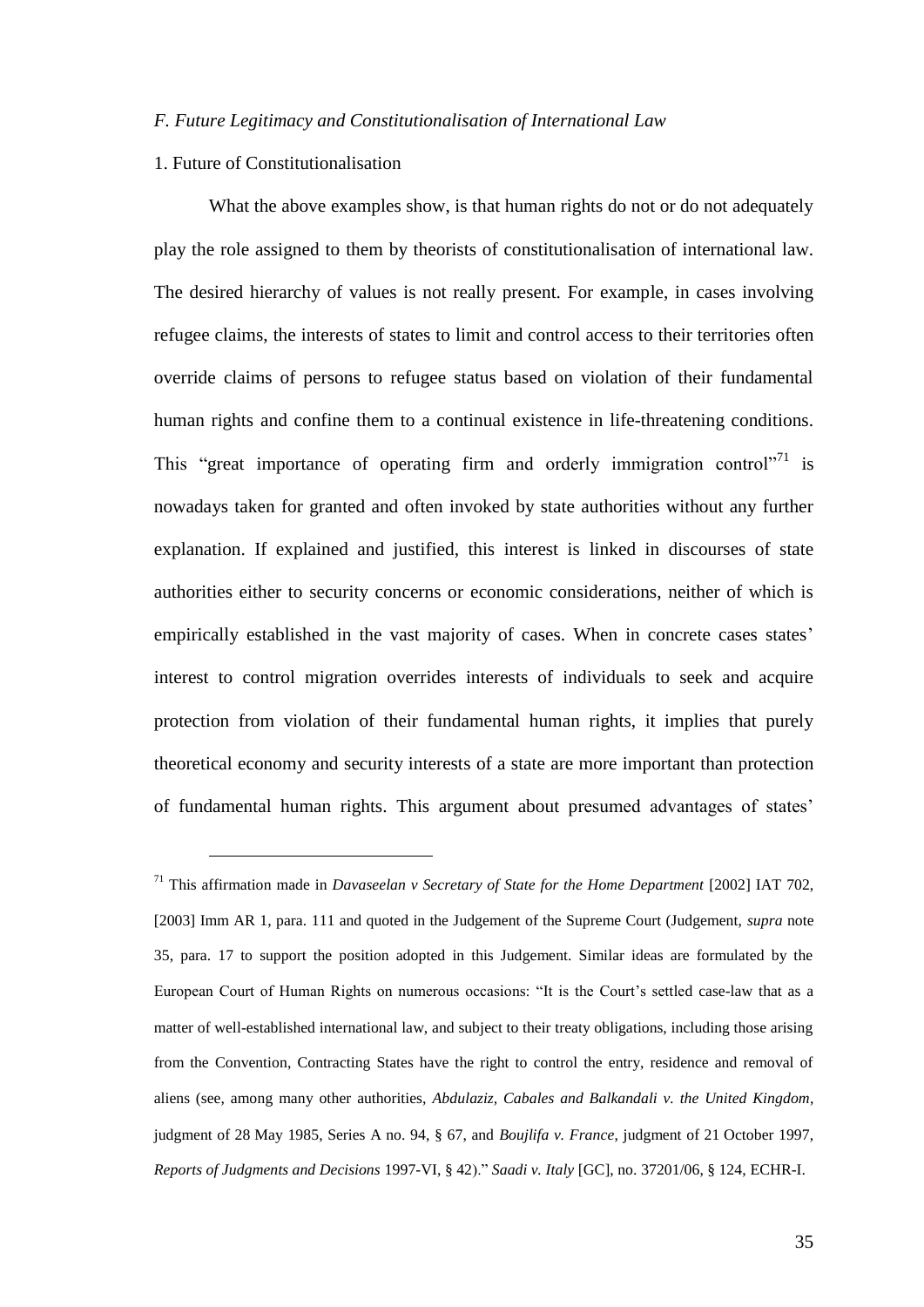*F. Future Legitimacy and Constitutionalisation of International Law*

1. Future of Constitutionalisation

What the above examples show, is that human rights do not or do not adequately play the role assigned to them by theorists of constitutionalisation of international law. The desired hierarchy of values is not really present. For example, in cases involving refugee claims, the interests of states to limit and control access to their territories often override claims of persons to refugee status based on violation of their fundamental human rights and confine them to a continual existence in life-threatening conditions. This "great importance of operating firm and orderly immigration control"[71] is nowadays taken for granted and often invoked by state authorities without any further explanation. If explained and justified, this interest is linked in discourses of state authorities either to security concerns or economic considerations, neither of which is empirically established in the vast majority of cases. When in concrete cases states' interest to control migration overrides interests of individuals to seek and acquire protection from violation of their fundamental human rights, it implies that purely theoretical economy and security interests of a state are more important than protection of fundamental human rights. This argument about presumed advantages of states'

---

[71] This affirmation made in *Davaseelan v Secretary of State for the Home Department* [2002] IAT 702, [2003] Imm AR 1, para. 111 and quoted in the Judgement of the Supreme Court (Judgement, *supra* note 35, para. 17 to support the position adopted in this Judgement. Similar ideas are formulated by the European Court of Human Rights on numerous occasions: "It is the Court's settled case-law that as a matter of well-established international law, and subject to their treaty obligations, including those arising from the Convention, Contracting States have the right to control the entry, residence and removal of aliens (see, among many other authorities, *Abdulaziz, Cabales and Balkandali v. the United Kingdom*, judgment of 28 May 1985, Series A no. 94, § 67, and *Boujlifa v. France*, judgment of 21 October 1997, *Reports of Judgments and Decisions* 1997-VI, § 42)." *Saadi v. Italy* [GC], no. 37201/06, § 124, ECHR-I.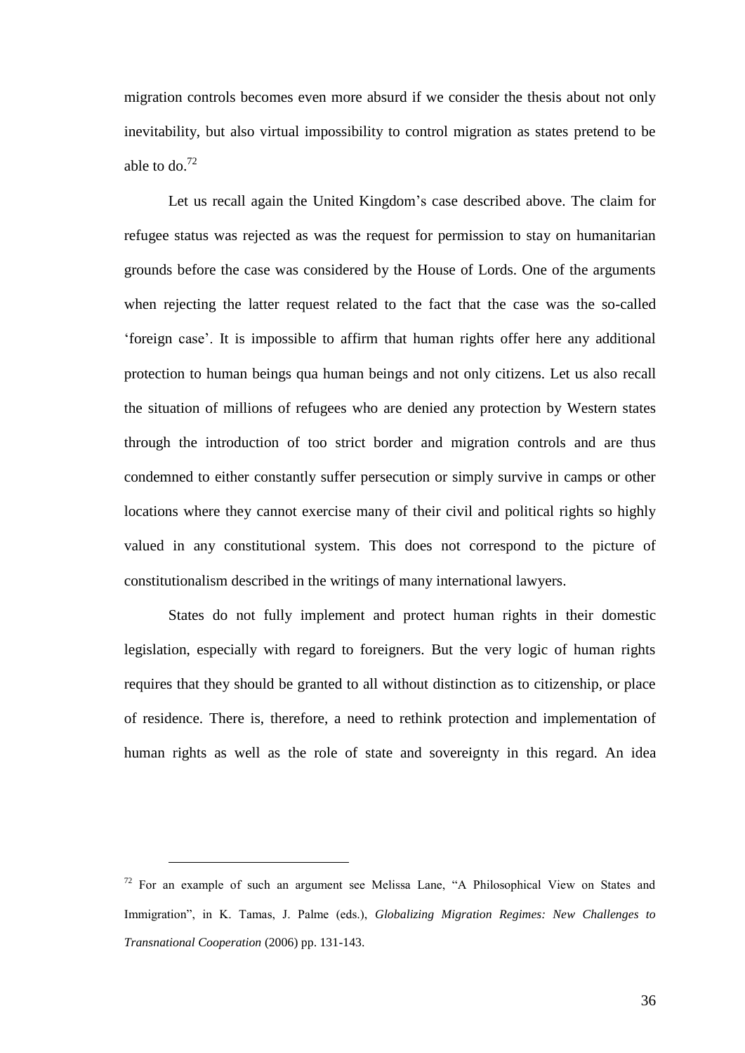migration controls becomes even more absurd if we consider the thesis about not only inevitability, but also virtual impossibility to control migration as states pretend to be able to do.[72]

Let us recall again the United Kingdom's case described above. The claim for refugee status was rejected as was the request for permission to stay on humanitarian grounds before the case was considered by the House of Lords. One of the arguments when rejecting the latter request related to the fact that the case was the so-called 'foreign case'. It is impossible to affirm that human rights offer here any additional protection to human beings qua human beings and not only citizens. Let us also recall the situation of millions of refugees who are denied any protection by Western states through the introduction of too strict border and migration controls and are thus condemned to either constantly suffer persecution or simply survive in camps or other locations where they cannot exercise many of their civil and political rights so highly valued in any constitutional system. This does not correspond to the picture of constitutionalism described in the writings of many international lawyers.

States do not fully implement and protect human rights in their domestic legislation, especially with regard to foreigners. But the very logic of human rights requires that they should be granted to all without distinction as to citizenship, or place of residence. There is, therefore, a need to rethink protection and implementation of human rights as well as the role of state and sovereignty in this regard. An idea

---

[72] For an example of such an argument see Melissa Lane, "A Philosophical View on States and Immigration", in K. Tamas, J. Palme (eds.), *Globalizing Migration Regimes: New Challenges to Transnational Cooperation* (2006) pp. 131-143.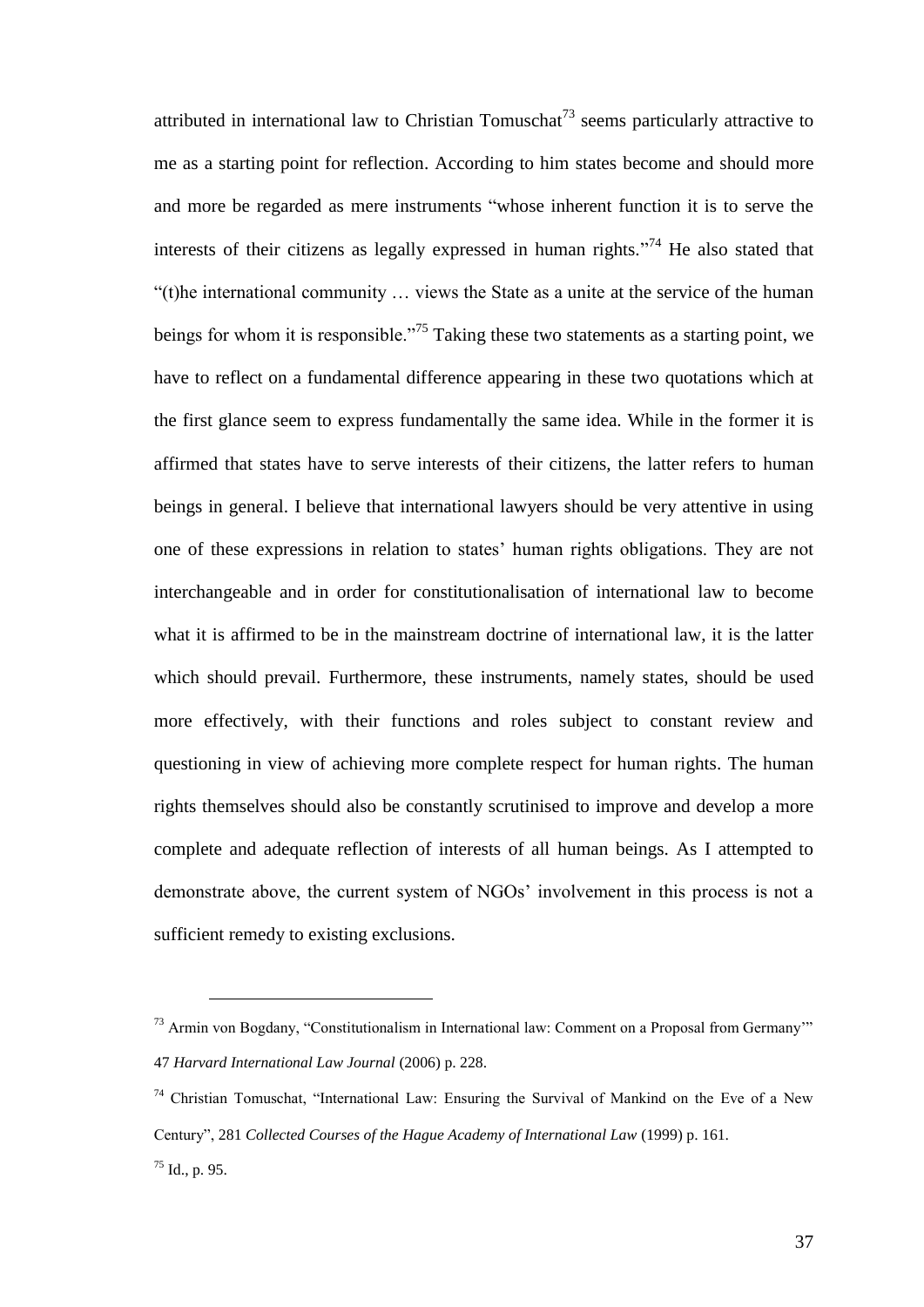attributed in international law to Christian Tomuschat[73] seems particularly attractive to me as a starting point for reflection. According to him states become and should more and more be regarded as mere instruments "whose inherent function it is to serve the interests of their citizens as legally expressed in human rights."[74] He also stated that "(t)he international community … views the State as a unite at the service of the human beings for whom it is responsible."[75] Taking these two statements as a starting point, we have to reflect on a fundamental difference appearing in these two quotations which at the first glance seem to express fundamentally the same idea. While in the former it is affirmed that states have to serve interests of their citizens, the latter refers to human beings in general. I believe that international lawyers should be very attentive in using one of these expressions in relation to states' human rights obligations. They are not interchangeable and in order for constitutionalisation of international law to become what it is affirmed to be in the mainstream doctrine of international law, it is the latter which should prevail. Furthermore, these instruments, namely states, should be used more effectively, with their functions and roles subject to constant review and questioning in view of achieving more complete respect for human rights. The human rights themselves should also be constantly scrutinised to improve and develop a more complete and adequate reflection of interests of all human beings. As I attempted to demonstrate above, the current system of NGOs' involvement in this process is not a sufficient remedy to existing exclusions.

---

[73] Armin von Bogdany, "Constitutionalism in International law: Comment on a Proposal from Germany'" 47 *Harvard International Law Journal* (2006) p. 228.

[74] Christian Tomuschat, "International Law: Ensuring the Survival of Mankind on the Eve of a New Century", 281 *Collected Courses of the Hague Academy of International Law* (1999) p. 161.

[75] Id., p. 95.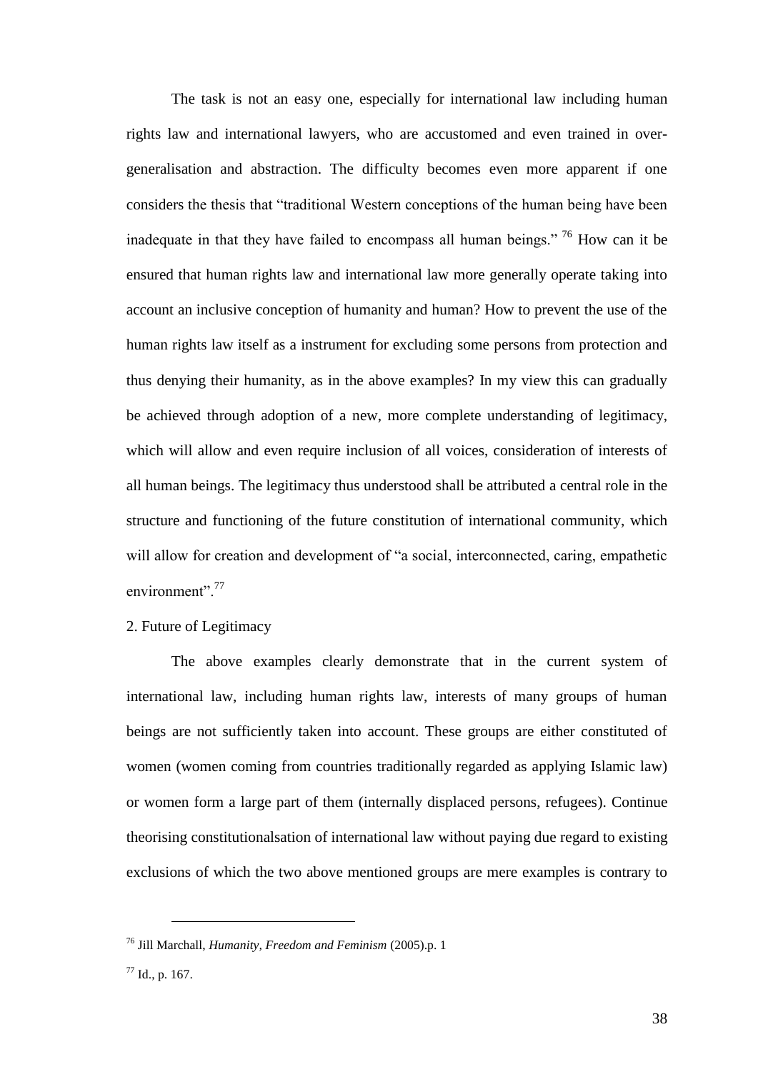The task is not an easy one, especially for international law including human rights law and international lawyers, who are accustomed and even trained in over-generalisation and abstraction. The difficulty becomes even more apparent if one considers the thesis that "traditional Western conceptions of the human being have been inadequate in that they have failed to encompass all human beings." [76] How can it be ensured that human rights law and international law more generally operate taking into account an inclusive conception of humanity and human? How to prevent the use of the human rights law itself as a instrument for excluding some persons from protection and thus denying their humanity, as in the above examples? In my view this can gradually be achieved through adoption of a new, more complete understanding of legitimacy, which will allow and even require inclusion of all voices, consideration of interests of all human beings. The legitimacy thus understood shall be attributed a central role in the structure and functioning of the future constitution of international community, which will allow for creation and development of "a social, interconnected, caring, empathetic environment".[77]

## 2. Future of Legitimacy

The above examples clearly demonstrate that in the current system of international law, including human rights law, interests of many groups of human beings are not sufficiently taken into account. These groups are either constituted of women (women coming from countries traditionally regarded as applying Islamic law) or women form a large part of them (internally displaced persons, refugees). Continue theorising constitutionalsation of international law without paying due regard to existing exclusions of which the two above mentioned groups are mere examples is contrary to

---

[76] Jill Marchall, *Humanity, Freedom and Feminism* (2005).p. 1

[77] Id., p. 167.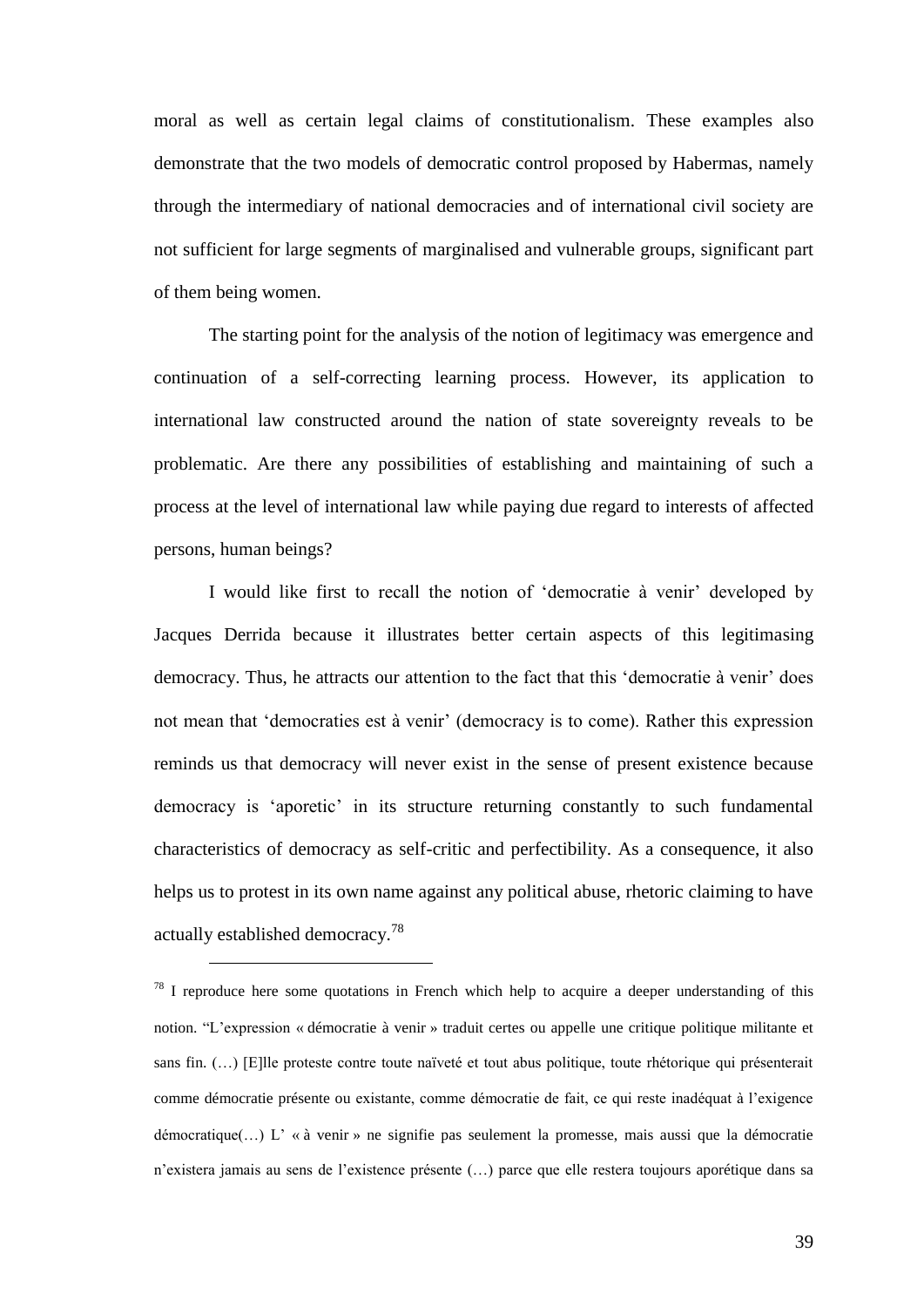moral as well as certain legal claims of constitutionalism. These examples also demonstrate that the two models of democratic control proposed by Habermas, namely through the intermediary of national democracies and of international civil society are not sufficient for large segments of marginalised and vulnerable groups, significant part of them being women.

The starting point for the analysis of the notion of legitimacy was emergence and continuation of a self-correcting learning process. However, its application to international law constructed around the nation of state sovereignty reveals to be problematic. Are there any possibilities of establishing and maintaining of such a process at the level of international law while paying due regard to interests of affected persons, human beings?

I would like first to recall the notion of 'democratie à venir' developed by Jacques Derrida because it illustrates better certain aspects of this legitimasing democracy. Thus, he attracts our attention to the fact that this 'democratie à venir' does not mean that 'democraties est à venir' (democracy is to come). Rather this expression reminds us that democracy will never exist in the sense of present existence because democracy is 'aporetic' in its structure returning constantly to such fundamental characteristics of democracy as self-critic and perfectibility. As a consequence, it also helps us to protest in its own name against any political abuse, rhetoric claiming to have actually established democracy.[78]

---

[78] I reproduce here some quotations in French which help to acquire a deeper understanding of this notion. "L'expression « démocratie à venir » traduit certes ou appelle une critique politique militante et sans fin. (…) [E]lle proteste contre toute naïveté et tout abus politique, toute rhétorique qui présenterait comme démocratie présente ou existante, comme démocratie de fait, ce qui reste inadéquat à l'exigence démocratique(…) L' « à venir » ne signifie pas seulement la promesse, mais aussi que la démocratie n'existera jamais au sens de l'existence présente (…) parce que elle restera toujours aporétique dans sa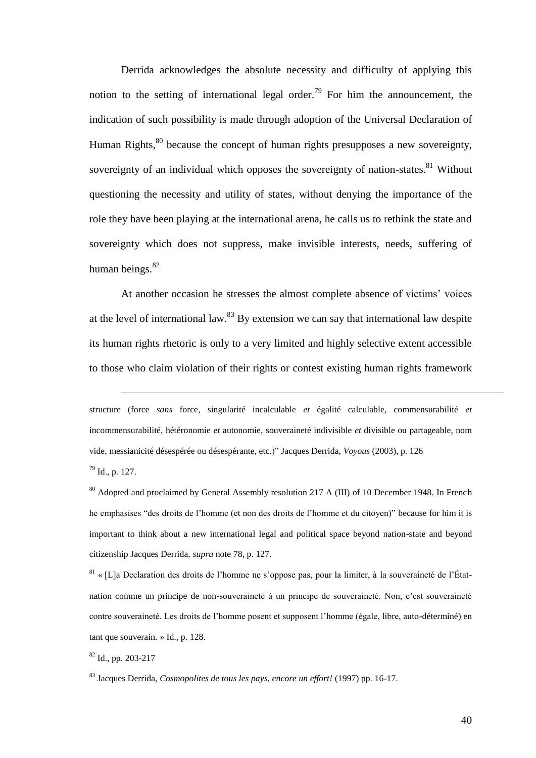Derrida acknowledges the absolute necessity and difficulty of applying this notion to the setting of international legal order.[79] For him the announcement, the indication of such possibility is made through adoption of the Universal Declaration of Human Rights,[80] because the concept of human rights presupposes a new sovereignty, sovereignty of an individual which opposes the sovereignty of nation-states.[81] Without questioning the necessity and utility of states, without denying the importance of the role they have been playing at the international arena, he calls us to rethink the state and sovereignty which does not suppress, make invisible interests, needs, suffering of human beings.[82]

At another occasion he stresses the almost complete absence of victims' voices at the level of international law.[83] By extension we can say that international law despite its human rights rhetoric is only to a very limited and highly selective extent accessible to those who claim violation of their rights or contest existing human rights framework

---

structure (force *sans* force, singularité incalculable *et* égalité calculable, commensurabilité *et* incommensurabilité, hétéronomie *et* autonomie, souveraineté indivisible *et* divisible ou partageable, nom vide, messianicité désespérée ou désespérante, etc.)" Jacques Derrida, *Voyous* (2003), p. 126

[79] Id., p. 127.

[80] Adopted and proclaimed by General Assembly resolution 217 A (III) of 10 December 1948. In French he emphasises "des droits de l'homme (et non des droits de l'homme et du citoyen)" because for him it is important to think about a new international legal and political space beyond nation-state and beyond citizenship Jacques Derrida, *supra* note 78, p. 127.

[81] « [L]a Declaration des droits de l'homme ne s'oppose pas, pour la limiter, à la souveraineté de l'État-nation comme un principe de non-souveraineté à un principe de souveraineté. Non, c'est souveraineté contre souveraineté. Les droits de l'homme posent et supposent l'homme (égale, libre, auto-déterminé) en tant que souverain. » Id., p. 128.

[82] Id., pp. 203-217

[83] Jacques Derrida, *Cosmopolites de tous les pays, encore un effort!* (1997) pp. 16-17.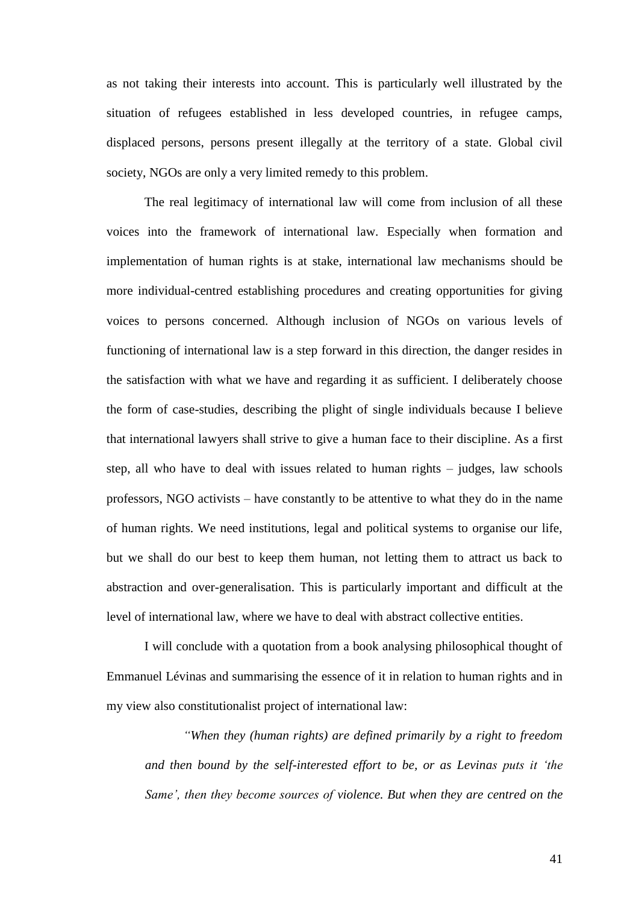as not taking their interests into account. This is particularly well illustrated by the situation of refugees established in less developed countries, in refugee camps, displaced persons, persons present illegally at the territory of a state. Global civil society, NGOs are only a very limited remedy to this problem.

The real legitimacy of international law will come from inclusion of all these voices into the framework of international law. Especially when formation and implementation of human rights is at stake, international law mechanisms should be more individual-centred establishing procedures and creating opportunities for giving voices to persons concerned. Although inclusion of NGOs on various levels of functioning of international law is a step forward in this direction, the danger resides in the satisfaction with what we have and regarding it as sufficient. I deliberately choose the form of case-studies, describing the plight of single individuals because I believe that international lawyers shall strive to give a human face to their discipline. As a first step, all who have to deal with issues related to human rights – judges, law schools professors, NGO activists – have constantly to be attentive to what they do in the name of human rights. We need institutions, legal and political systems to organise our life, but we shall do our best to keep them human, not letting them to attract us back to abstraction and over-generalisation. This is particularly important and difficult at the level of international law, where we have to deal with abstract collective entities.

I will conclude with a quotation from a book analysing philosophical thought of Emmanuel Lévinas and summarising the essence of it in relation to human rights and in my view also constitutionalist project of international law:

> *"When they (human rights) are defined primarily by a right to freedom and then bound by the self-interested effort to be, or as Levinas puts it 'the Same', then they become sources of violence. But when they are centred on the*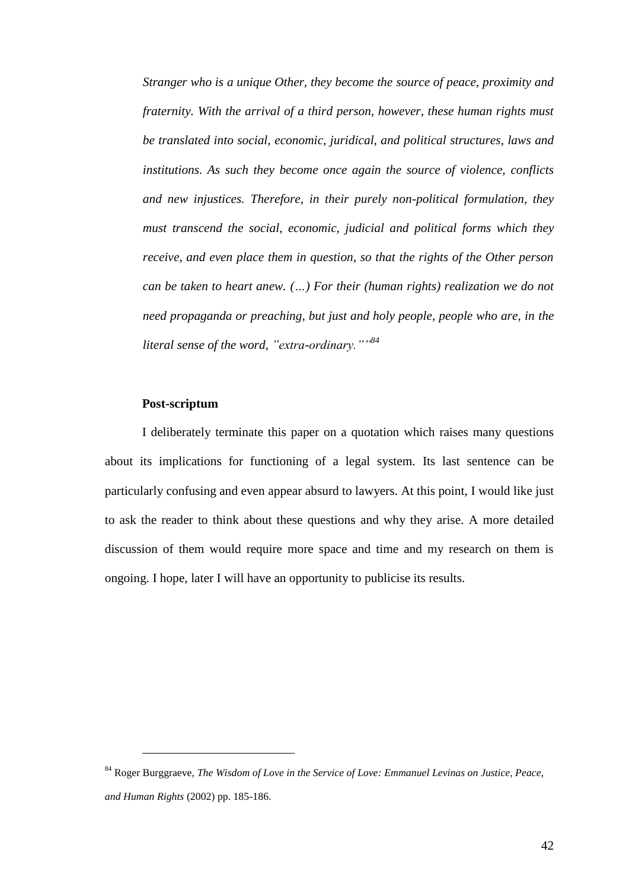*Stranger who is a unique Other, they become the source of peace, proximity and fraternity. With the arrival of a third person, however, these human rights must be translated into social, economic, juridical, and political structures, laws and institutions. As such they become once again the source of violence, conflicts and new injustices. Therefore, in their purely non-political formulation, they must transcend the social, economic, judicial and political forms which they receive, and even place them in question, so that the rights of the Other person can be taken to heart anew. (…) For their (human rights) realization we do not need propaganda or preaching, but just and holy people, people who are, in the literal sense of the word, "extra-ordinary.""*[84]

**Post-scriptum**

I deliberately terminate this paper on a quotation which raises many questions about its implications for functioning of a legal system. Its last sentence can be particularly confusing and even appear absurd to lawyers. At this point, I would like just to ask the reader to think about these questions and why they arise. A more detailed discussion of them would require more space and time and my research on them is ongoing. I hope, later I will have an opportunity to publicise its results.

---

[84] Roger Burggraeve, *The Wisdom of Love in the Service of Love: Emmanuel Levinas on Justice, Peace, and Human Rights* (2002) pp. 185-186.